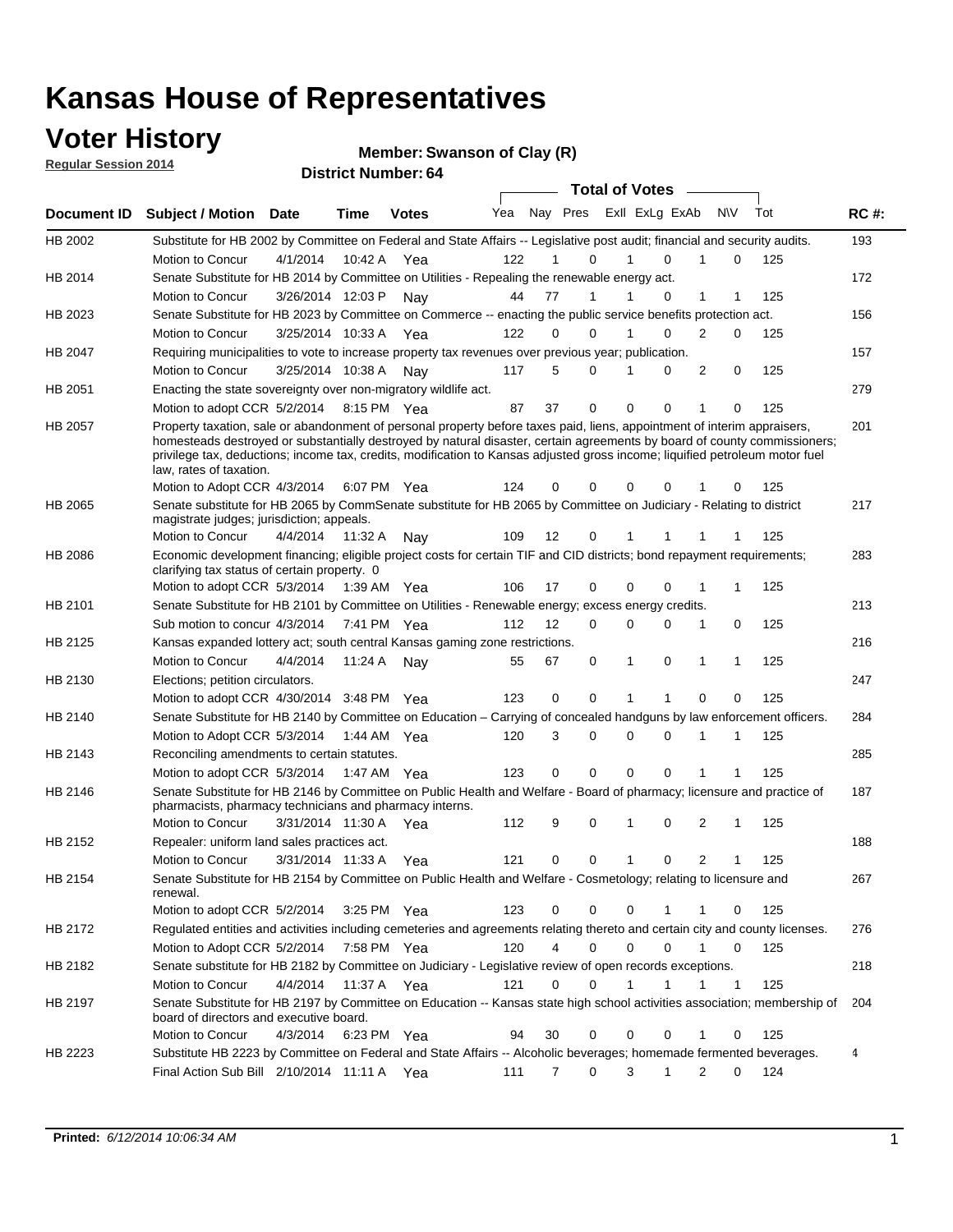# Kansas House of Representatives

## Voter History

**Regular Session 2014**

**Member: Swanson of Clay (R)**

**District Number: 64**

| Document ID | Subject / Motion | Date | Time | Votes | Yea | Nay | Pres | ExII | ExLg | ExAb | N\V | Tot | RC #: |
|---|---|---|---|---|---|---|---|---|---|---|---|---|---|
| HB 2002 | Substitute for HB 2002 by Committee on Federal and State Affairs -- Legislative post audit; financial and security audits. | | | | | | | | | | | | 193 |
| | Motion to Concur | 4/1/2014 | 10:42 A | Yea | 122 | 1 | 0 | 1 | 0 | 1 | 0 | 125 | |
| HB 2014 | Senate Substitute for HB 2014 by Committee on Utilities - Repealing the renewable energy act. | | | | | | | | | | | | 172 |
| | Motion to Concur | 3/26/2014 | 12:03 P | Nay | 44 | 77 | 1 | 1 | 0 | 1 | 1 | 125 | |
| HB 2023 | Senate Substitute for HB 2023 by Committee on Commerce -- enacting the public service benefits protection act. | | | | | | | | | | | | 156 |
| | Motion to Concur | 3/25/2014 | 10:33 A | Yea | 122 | 0 | 0 | 1 | 0 | 2 | 0 | 125 | |
| HB 2047 | Requiring municipalities to vote to increase property tax revenues over previous year; publication. | | | | | | | | | | | | 157 |
| | Motion to Concur | 3/25/2014 | 10:38 A | Nay | 117 | 5 | 0 | 1 | 0 | 2 | 0 | 125 | |
| HB 2051 | Enacting the state sovereignty over non-migratory wildlife act. | | | | | | | | | | | | 279 |
| | Motion to adopt CCR | 5/2/2014 | 8:15 PM | Yea | 87 | 37 | 0 | 0 | 0 | 1 | 0 | 125 | |
| HB 2057 | Property taxation, sale or abandonment of personal property before taxes paid, liens, appointment of interim appraisers, homesteads destroyed or substantially destroyed by natural disaster, certain agreements by board of county commissioners; privilege tax, deductions; income tax, credits, modification to Kansas adjusted gross income; liquified petroleum motor fuel law, rates of taxation. | | | | | | | | | | | | 201 |
| | Motion to Adopt CCR | 4/3/2014 | 6:07 PM | Yea | 124 | 0 | 0 | 0 | 0 | 1 | 0 | 125 | |
| HB 2065 | Senate substitute for HB 2065 by CommSenate substitute for HB 2065 by Committee on Judiciary - Relating to district magistrate judges; jurisdiction; appeals. | | | | | | | | | | | | 217 |
| | Motion to Concur | 4/4/2014 | 11:32 A | Nay | 109 | 12 | 0 | 1 | 1 | 1 | 1 | 125 | |
| HB 2086 | Economic development financing; eligible project costs for certain TIF and CID districts; bond repayment requirements; clarifying tax status of certain property. 0 | | | | | | | | | | | | 283 |
| | Motion to adopt CCR | 5/3/2014 | 1:39 AM | Yea | 106 | 17 | 0 | 0 | 0 | 1 | 1 | 125 | |
| HB 2101 | Senate Substitute for HB 2101 by Committee on Utilities - Renewable energy; excess energy credits. | | | | | | | | | | | | 213 |
| | Sub motion to concur | 4/3/2014 | 7:41 PM | Yea | 112 | 12 | 0 | 0 | 0 | 1 | 0 | 125 | |
| HB 2125 | Kansas expanded lottery act; south central Kansas gaming zone restrictions. | | | | | | | | | | | | 216 |
| | Motion to Concur | 4/4/2014 | 11:24 A | Nay | 55 | 67 | 0 | 1 | 0 | 1 | 1 | 125 | |
| HB 2130 | Elections; petition circulators. | | | | | | | | | | | | 247 |
| | Motion to adopt CCR | 4/30/2014 | 3:48 PM | Yea | 123 | 0 | 0 | 1 | 1 | 0 | 0 | 125 | |
| HB 2140 | Senate Substitute for HB 2140 by Committee on Education – Carrying of concealed handguns by law enforcement officers. | | | | | | | | | | | | 284 |
| | Motion to Adopt CCR | 5/3/2014 | 1:44 AM | Yea | 120 | 3 | 0 | 0 | 0 | 1 | 1 | 125 | |
| HB 2143 | Reconciling amendments to certain statutes. | | | | | | | | | | | | 285 |
| | Motion to adopt CCR | 5/3/2014 | 1:47 AM | Yea | 123 | 0 | 0 | 0 | 0 | 1 | 1 | 125 | |
| HB 2146 | Senate Substitute for HB 2146 by Committee on Public Health and Welfare - Board of pharmacy; licensure and practice of pharmacists, pharmacy technicians and pharmacy interns. | | | | | | | | | | | | 187 |
| | Motion to Concur | 3/31/2014 | 11:30 A | Yea | 112 | 9 | 0 | 1 | 0 | 2 | 1 | 125 | |
| HB 2152 | Repealer: uniform land sales practices act. | | | | | | | | | | | | 188 |
| | Motion to Concur | 3/31/2014 | 11:33 A | Yea | 121 | 0 | 0 | 1 | 0 | 2 | 1 | 125 | |
| HB 2154 | Senate Substitute for HB 2154 by Committee on Public Health and Welfare - Cosmetology; relating to licensure and renewal. | | | | | | | | | | | | 267 |
| | Motion to adopt CCR | 5/2/2014 | 3:25 PM | Yea | 123 | 0 | 0 | 0 | 1 | 1 | 0 | 125 | |
| HB 2172 | Regulated entities and activities including cemeteries and agreements relating thereto and certain city and county licenses. | | | | | | | | | | | | 276 |
| | Motion to Adopt CCR | 5/2/2014 | 7:58 PM | Yea | 120 | 4 | 0 | 0 | 0 | 1 | 0 | 125 | |
| HB 2182 | Senate substitute for HB 2182 by Committee on Judiciary - Legislative review of open records exceptions. | | | | | | | | | | | | 218 |
| | Motion to Concur | 4/4/2014 | 11:37 A | Yea | 121 | 0 | 0 | 1 | 1 | 1 | 1 | 125 | |
| HB 2197 | Senate Substitute for HB 2197 by Committee on Education -- Kansas state high school activities association; membership of board of directors and executive board. | | | | | | | | | | | | 204 |
| | Motion to Concur | 4/3/2014 | 6:23 PM | Yea | 94 | 30 | 0 | 0 | 0 | 1 | 0 | 125 | |
| HB 2223 | Substitute HB 2223 by Committee on Federal and State Affairs -- Alcoholic beverages; homemade fermented beverages. | | | | | | | | | | | | 4 |
| | Final Action Sub Bill | 2/10/2014 | 11:11 A | Yea | 111 | 7 | 0 | 3 | 1 | 2 | 0 | 124 | |

**Printed:** *6/12/2014 10:06:34 AM*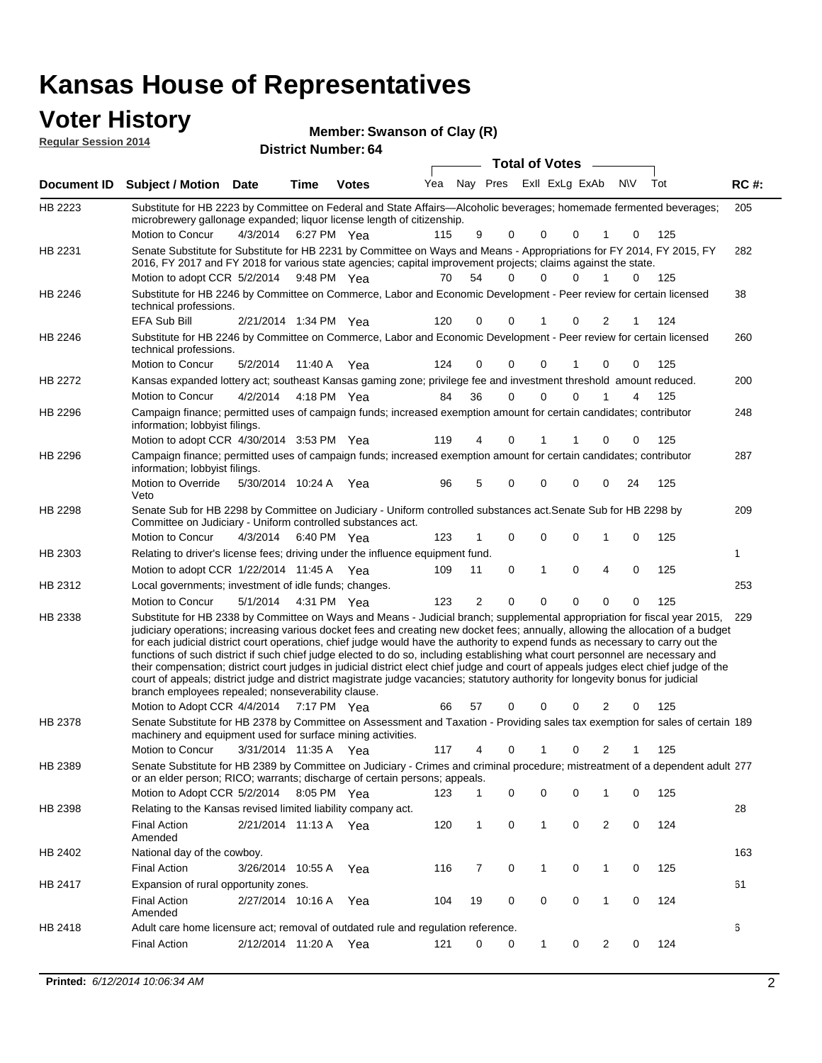# Kansas House of Representatives

## Voter History

**Regular Session 2014**

**Member: Swanson of Clay (R)**

**District Number: 64**

| Document ID | Subject / Motion | Date | Time | Votes | Yea | Nay | Pres | ExII | ExLg | ExAb | N\V | Tot | RC #: |
|---|---|---|---|---|---|---|---|---|---|---|---|---|---|
| HB 2223 | Substitute for HB 2223 by Committee on Federal and State Affairs—Alcoholic beverages; homemade fermented beverages; microbrewery gallonage expanded; liquor license length of citizenship. | | | | | | | | | | | | 205 |
| | Motion to Concur | 4/3/2014 | 6:27 PM | Yea | 115 | 9 | 0 | 0 | 0 | 1 | 0 | 125 | |
| HB 2231 | Senate Substitute for Substitute for HB 2231 by Committee on Ways and Means - Appropriations for FY 2014, FY 2015, FY 2016, FY 2017 and FY 2018 for various state agencies; capital improvement projects; claims against the state. | | | | | | | | | | | | 282 |
| | Motion to adopt CCR | 5/2/2014 | 9:48 PM | Yea | 70 | 54 | 0 | 0 | 0 | 1 | 0 | 125 | |
| HB 2246 | Substitute for HB 2246 by Committee on Commerce, Labor and Economic Development - Peer review for certain licensed technical professions. | | | | | | | | | | | | 38 |
| | EFA Sub Bill | 2/21/2014 | 1:34 PM | Yea | 120 | 0 | 0 | 1 | 0 | 2 | 1 | 124 | |
| HB 2246 | Substitute for HB 2246 by Committee on Commerce, Labor and Economic Development - Peer review for certain licensed technical professions. | | | | | | | | | | | | 260 |
| | Motion to Concur | 5/2/2014 | 11:40 A | Yea | 124 | 0 | 0 | 0 | 1 | 0 | 0 | 125 | |
| HB 2272 | Kansas expanded lottery act; southeast Kansas gaming zone; privilege fee and investment threshold amount reduced. | | | | | | | | | | | | 200 |
| | Motion to Concur | 4/2/2014 | 4:18 PM | Yea | 84 | 36 | 0 | 0 | 0 | 1 | 4 | 125 | |
| HB 2296 | Campaign finance; permitted uses of campaign funds; increased exemption amount for certain candidates; contributor information; lobbyist filings. | | | | | | | | | | | | 248 |
| | Motion to adopt CCR | 4/30/2014 | 3:53 PM | Yea | 119 | 4 | 0 | 1 | 1 | 0 | 0 | 125 | |
| HB 2296 | Campaign finance; permitted uses of campaign funds; increased exemption amount for certain candidates; contributor information; lobbyist filings. | | | | | | | | | | | | 287 |
| | Motion to Override Veto | 5/30/2014 | 10:24 A | Yea | 96 | 5 | 0 | 0 | 0 | 0 | 24 | 125 | |
| HB 2298 | Senate Sub for HB 2298 by Committee on Judiciary - Uniform controlled substances act.Senate Sub for HB 2298 by Committee on Judiciary - Uniform controlled substances act. | | | | | | | | | | | | 209 |
| | Motion to Concur | 4/3/2014 | 6:40 PM | Yea | 123 | 1 | 0 | 0 | 0 | 1 | 0 | 125 | |
| HB 2303 | Relating to driver's license fees; driving under the influence equipment fund. | | | | | | | | | | | | 1 |
| | Motion to adopt CCR | 1/22/2014 | 11:45 A | Yea | 109 | 11 | 0 | 1 | 0 | 4 | 0 | 125 | |
| HB 2312 | Local governments; investment of idle funds; changes. | | | | | | | | | | | | 253 |
| | Motion to Concur | 5/1/2014 | 4:31 PM | Yea | 123 | 2 | 0 | 0 | 0 | 0 | 0 | 125 | |
| HB 2338 | Substitute for HB 2338 by Committee on Ways and Means - Judicial branch; supplemental appropriation for fiscal year 2015, judiciary operations; increasing various docket fees and creating new docket fees; annually, allowing the allocation of a budget for each judicial district court operations, chief judge would have the authority to expend funds as necessary to carry out the functions of such district if such chief judge elected to do so, including establishing what court personnel are necessary and their compensation; district court judges in judicial district elect chief judge and court of appeals judges elect chief judge of the court of appeals; district judge and district magistrate judge vacancies; statutory authority for longevity bonus for judicial branch employees repealed; nonseverability clause. | | | | | | | | | | | | 229 |
| | Motion to Adopt CCR | 4/4/2014 | 7:17 PM | Yea | 66 | 57 | 0 | 0 | 0 | 2 | 0 | 125 | |
| HB 2378 | Senate Substitute for HB 2378 by Committee on Assessment and Taxation - Providing sales tax exemption for sales of certain machinery and equipment used for surface mining activities. | | | | | | | | | | | | 189 |
| | Motion to Concur | 3/31/2014 | 11:35 A | Yea | 117 | 4 | 0 | 1 | 0 | 2 | 1 | 125 | |
| HB 2389 | Senate Substitute for HB 2389 by Committee on Judiciary - Crimes and criminal procedure; mistreatment of a dependent adult or an elder person; RICO; warrants; discharge of certain persons; appeals. | | | | | | | | | | | | 277 |
| | Motion to Adopt CCR | 5/2/2014 | 8:05 PM | Yea | 123 | 1 | 0 | 0 | 0 | 1 | 0 | 125 | |
| HB 2398 | Relating to the Kansas revised limited liability company act. | | | | | | | | | | | | 28 |
| | Final Action Amended | 2/21/2014 | 11:13 A | Yea | 120 | 1 | 0 | 1 | 0 | 2 | 0 | 124 | |
| HB 2402 | National day of the cowboy. | | | | | | | | | | | | 163 |
| | Final Action | 3/26/2014 | 10:55 A | Yea | 116 | 7 | 0 | 1 | 0 | 1 | 0 | 125 | |
| HB 2417 | Expansion of rural opportunity zones. | | | | | | | | | | | | 61 |
| | Final Action Amended | 2/27/2014 | 10:16 A | Yea | 104 | 19 | 0 | 0 | 0 | 1 | 0 | 124 | |
| HB 2418 | Adult care home licensure act; removal of outdated rule and regulation reference. | | | | | | | | | | | | 6 |
| | Final Action | 2/12/2014 | 11:20 A | Yea | 121 | 0 | 0 | 1 | 0 | 2 | 0 | 124 | |

**Printed:** *6/12/2014 10:06:34 AM*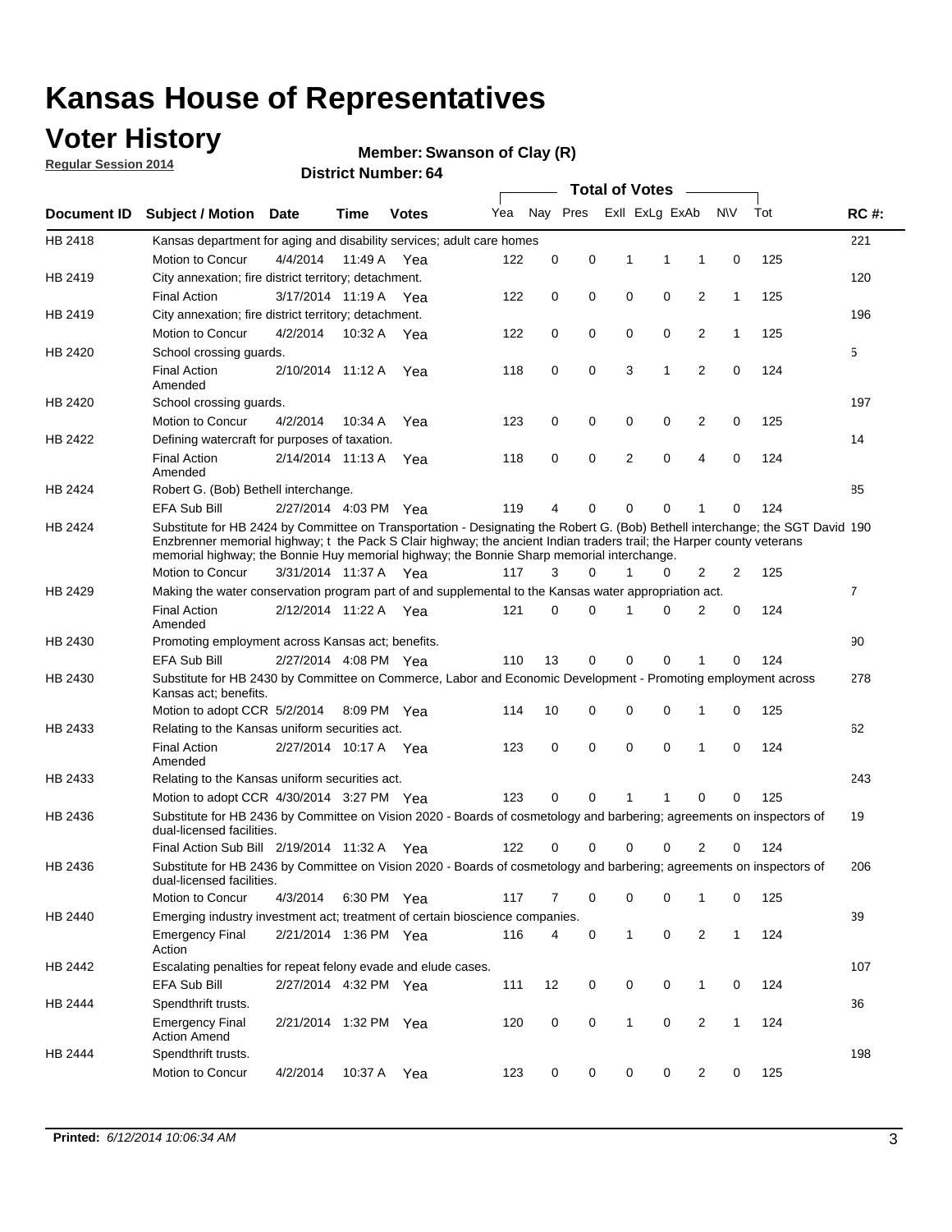# Kansas House of Representatives

## Voter History

**Regular Session 2014**

**Member: Swanson of Clay (R)**

**District Number: 64**

| Document ID | Subject / Motion | Date | Time | Votes | Yea | Nay | Pres | ExII | ExLg | ExAb | N\V | Tot | RC #: |
|---|---|---|---|---|---|---|---|---|---|---|---|---|---|
| HB 2418 | Kansas department for aging and disability services; adult care homes | | | | | | | | | | | | 221 |
| | Motion to Concur | 4/4/2014 | 11:49 A | Yea | 122 | 0 | 0 | 1 | 1 | 1 | 0 | 125 | |
| HB 2419 | City annexation; fire district territory; detachment. | | | | | | | | | | | | 120 |
| | Final Action | 3/17/2014 | 11:19 A | Yea | 122 | 0 | 0 | 0 | 0 | 2 | 1 | 125 | |
| HB 2419 | City annexation; fire district territory; detachment. | | | | | | | | | | | | 196 |
| | Motion to Concur | 4/2/2014 | 10:32 A | Yea | 122 | 0 | 0 | 0 | 0 | 2 | 1 | 125 | |
| HB 2420 | School crossing guards. | | | | | | | | | | | | 5 |
| | Final Action Amended | 2/10/2014 | 11:12 A | Yea | 118 | 0 | 0 | 3 | 1 | 2 | 0 | 124 | |
| HB 2420 | School crossing guards. | | | | | | | | | | | | 197 |
| | Motion to Concur | 4/2/2014 | 10:34 A | Yea | 123 | 0 | 0 | 0 | 0 | 2 | 0 | 125 | |
| HB 2422 | Defining watercraft for purposes of taxation. | | | | | | | | | | | | 14 |
| | Final Action Amended | 2/14/2014 | 11:13 A | Yea | 118 | 0 | 0 | 2 | 0 | 4 | 0 | 124 | |
| HB 2424 | Robert G. (Bob) Bethell interchange. | | | | | | | | | | | | 85 |
| | EFA Sub Bill | 2/27/2014 | 4:03 PM | Yea | 119 | 4 | 0 | 0 | 0 | 1 | 0 | 124 | |
| HB 2424 | Substitute for HB 2424 by Committee on Transportation - Designating the Robert G. (Bob) Bethell interchange; the SGT David Enzbrenner memorial highway; t the Pack S Clair highway; the ancient Indian traders trail; the Harper county veterans memorial highway; the Bonnie Huy memorial highway; the Bonnie Sharp memorial interchange. | | | | | | | | | | | | 190 |
| | Motion to Concur | 3/31/2014 | 11:37 A | Yea | 117 | 3 | 0 | 1 | 0 | 2 | 2 | 125 | |
| HB 2429 | Making the water conservation program part of and supplemental to the Kansas water appropriation act. | | | | | | | | | | | | 7 |
| | Final Action Amended | 2/12/2014 | 11:22 A | Yea | 121 | 0 | 0 | 1 | 0 | 2 | 0 | 124 | |
| HB 2430 | Promoting employment across Kansas act; benefits. | | | | | | | | | | | | 90 |
| | EFA Sub Bill | 2/27/2014 | 4:08 PM | Yea | 110 | 13 | 0 | 0 | 0 | 1 | 0 | 124 | |
| HB 2430 | Substitute for HB 2430 by Committee on Commerce, Labor and Economic Development - Promoting employment across Kansas act; benefits. | | | | | | | | | | | | 278 |
| | Motion to adopt CCR | 5/2/2014 | 8:09 PM | Yea | 114 | 10 | 0 | 0 | 0 | 1 | 0 | 125 | |
| HB 2433 | Relating to the Kansas uniform securities act. | | | | | | | | | | | | 62 |
| | Final Action Amended | 2/27/2014 | 10:17 A | Yea | 123 | 0 | 0 | 0 | 0 | 1 | 0 | 124 | |
| HB 2433 | Relating to the Kansas uniform securities act. | | | | | | | | | | | | 243 |
| | Motion to adopt CCR | 4/30/2014 | 3:27 PM | Yea | 123 | 0 | 0 | 1 | 1 | 0 | 0 | 125 | |
| HB 2436 | Substitute for HB 2436 by Committee on Vision 2020 - Boards of cosmetology and barbering; agreements on inspectors of dual-licensed facilities. | | | | | | | | | | | | 19 |
| | Final Action Sub Bill | 2/19/2014 | 11:32 A | Yea | 122 | 0 | 0 | 0 | 0 | 2 | 0 | 124 | |
| HB 2436 | Substitute for HB 2436 by Committee on Vision 2020 - Boards of cosmetology and barbering; agreements on inspectors of dual-licensed facilities. | | | | | | | | | | | | 206 |
| | Motion to Concur | 4/3/2014 | 6:30 PM | Yea | 117 | 7 | 0 | 0 | 0 | 1 | 0 | 125 | |
| HB 2440 | Emerging industry investment act; treatment of certain bioscience companies. | | | | | | | | | | | | 39 |
| | Emergency Final Action | 2/21/2014 | 1:36 PM | Yea | 116 | 4 | 0 | 1 | 0 | 2 | 1 | 124 | |
| HB 2442 | Escalating penalties for repeat felony evade and elude cases. | | | | | | | | | | | | 107 |
| | EFA Sub Bill | 2/27/2014 | 4:32 PM | Yea | 111 | 12 | 0 | 0 | 0 | 1 | 0 | 124 | |
| HB 2444 | Spendthrift trusts. | | | | | | | | | | | | 36 |
| | Emergency Final Action Amend | 2/21/2014 | 1:32 PM | Yea | 120 | 0 | 0 | 1 | 0 | 2 | 1 | 124 | |
| HB 2444 | Spendthrift trusts. | | | | | | | | | | | | 198 |
| | Motion to Concur | 4/2/2014 | 10:37 A | Yea | 123 | 0 | 0 | 0 | 0 | 2 | 0 | 125 | |

**Printed:** *6/12/2014 10:06:34 AM*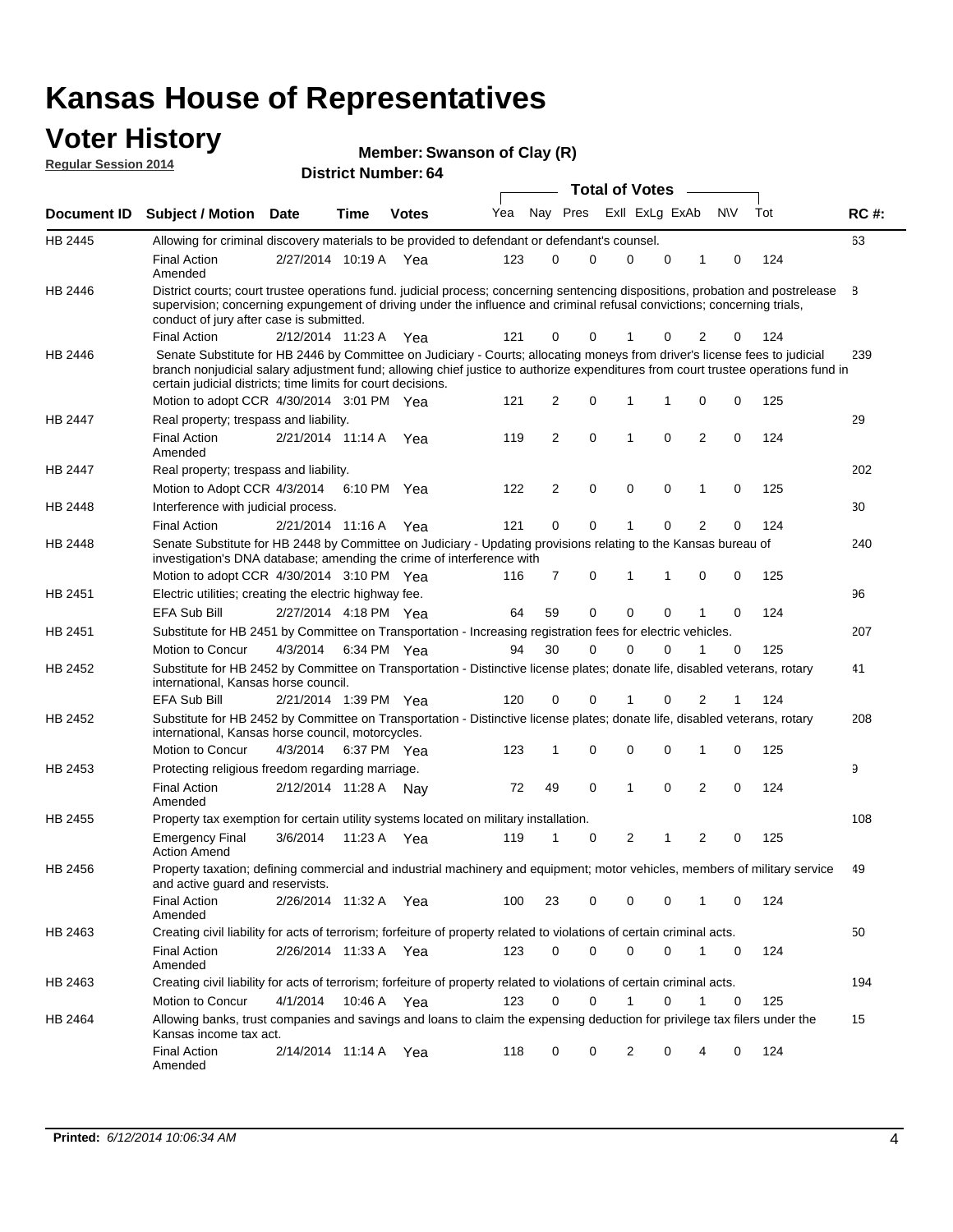# Kansas House of Representatives

## Voter History

**Regular Session 2014**

**Member: Swanson of Clay (R)**

**District Number: 64**

| Document ID | Subject / Motion | Date | Time | Votes | Yea | Nay | Pres | ExII | ExLg | ExAb | N\V | Tot | RC #: |
|---|---|---|---|---|---|---|---|---|---|---|---|---|---|
| HB 2445 | Allowing for criminal discovery materials to be provided to defendant or defendant's counsel. | | | | | | | | | | | | 63 |
| | Final Action Amended | 2/27/2014 | 10:19 A | Yea | 123 | 0 | 0 | 0 | 0 | 1 | 0 | 124 | |
| HB 2446 | District courts; court trustee operations fund. judicial process; concerning sentencing dispositions, probation and postrelease supervision; concerning expungement of driving under the influence and criminal refusal convictions; concerning trials, conduct of jury after case is submitted. | | | | | | | | | | | | 8 |
| | Final Action | 2/12/2014 | 11:23 A | Yea | 121 | 0 | 0 | 1 | 0 | 2 | 0 | 124 | |
| HB 2446 | Senate Substitute for HB 2446 by Committee on Judiciary - Courts; allocating moneys from driver's license fees to judicial branch nonjudicial salary adjustment fund; allowing chief justice to authorize expenditures from court trustee operations fund in certain judicial districts; time limits for court decisions. | | | | | | | | | | | | 239 |
| | Motion to adopt CCR | 4/30/2014 | 3:01 PM | Yea | 121 | 2 | 0 | 1 | 1 | 0 | 0 | 125 | |
| HB 2447 | Real property; trespass and liability. | | | | | | | | | | | | 29 |
| | Final Action Amended | 2/21/2014 | 11:14 A | Yea | 119 | 2 | 0 | 1 | 0 | 2 | 0 | 124 | |
| HB 2447 | Real property; trespass and liability. | | | | | | | | | | | | 202 |
| | Motion to Adopt CCR | 4/3/2014 | 6:10 PM | Yea | 122 | 2 | 0 | 0 | 0 | 1 | 0 | 125 | |
| HB 2448 | Interference with judicial process. | | | | | | | | | | | | 30 |
| | Final Action | 2/21/2014 | 11:16 A | Yea | 121 | 0 | 0 | 1 | 0 | 2 | 0 | 124 | |
| HB 2448 | Senate Substitute for HB 2448 by Committee on Judiciary - Updating provisions relating to the Kansas bureau of investigation's DNA database; amending the crime of interference with | | | | | | | | | | | | 240 |
| | Motion to adopt CCR | 4/30/2014 | 3:10 PM | Yea | 116 | 7 | 0 | 1 | 1 | 0 | 0 | 125 | |
| HB 2451 | Electric utilities; creating the electric highway fee. | | | | | | | | | | | | 96 |
| | EFA Sub Bill | 2/27/2014 | 4:18 PM | Yea | 64 | 59 | 0 | 0 | 0 | 1 | 0 | 124 | |
| HB 2451 | Substitute for HB 2451 by Committee on Transportation - Increasing registration fees for electric vehicles. | | | | | | | | | | | | 207 |
| | Motion to Concur | 4/3/2014 | 6:34 PM | Yea | 94 | 30 | 0 | 0 | 0 | 1 | 0 | 125 | |
| HB 2452 | Substitute for HB 2452 by Committee on Transportation - Distinctive license plates; donate life, disabled veterans, rotary international, Kansas horse council. | | | | | | | | | | | | 41 |
| | EFA Sub Bill | 2/21/2014 | 1:39 PM | Yea | 120 | 0 | 0 | 1 | 0 | 2 | 1 | 124 | |
| HB 2452 | Substitute for HB 2452 by Committee on Transportation - Distinctive license plates; donate life, disabled veterans, rotary international, Kansas horse council, motorcycles. | | | | | | | | | | | | 208 |
| | Motion to Concur | 4/3/2014 | 6:37 PM | Yea | 123 | 1 | 0 | 0 | 0 | 1 | 0 | 125 | |
| HB 2453 | Protecting religious freedom regarding marriage. | | | | | | | | | | | | 9 |
| | Final Action Amended | 2/12/2014 | 11:28 A | Nay | 72 | 49 | 0 | 1 | 0 | 2 | 0 | 124 | |
| HB 2455 | Property tax exemption for certain utility systems located on military installation. | | | | | | | | | | | | 108 |
| | Emergency Final Action Amend | 3/6/2014 | 11:23 A | Yea | 119 | 1 | 0 | 2 | 1 | 2 | 0 | 125 | |
| HB 2456 | Property taxation; defining commercial and industrial machinery and equipment; motor vehicles, members of military service and active guard and reservists. | | | | | | | | | | | | 49 |
| | Final Action Amended | 2/26/2014 | 11:32 A | Yea | 100 | 23 | 0 | 0 | 0 | 1 | 0 | 124 | |
| HB 2463 | Creating civil liability for acts of terrorism; forfeiture of property related to violations of certain criminal acts. | | | | | | | | | | | | 50 |
| | Final Action Amended | 2/26/2014 | 11:33 A | Yea | 123 | 0 | 0 | 0 | 0 | 1 | 0 | 124 | |
| HB 2463 | Creating civil liability for acts of terrorism; forfeiture of property related to violations of certain criminal acts. | | | | | | | | | | | | 194 |
| | Motion to Concur | 4/1/2014 | 10:46 A | Yea | 123 | 0 | 0 | 1 | 0 | 1 | 0 | 125 | |
| HB 2464 | Allowing banks, trust companies and savings and loans to claim the expensing deduction for privilege tax filers under the Kansas income tax act. | | | | | | | | | | | | 15 |
| | Final Action Amended | 2/14/2014 | 11:14 A | Yea | 118 | 0 | 0 | 2 | 0 | 4 | 0 | 124 | |

**Printed:** *6/12/2014 10:06:34 AM*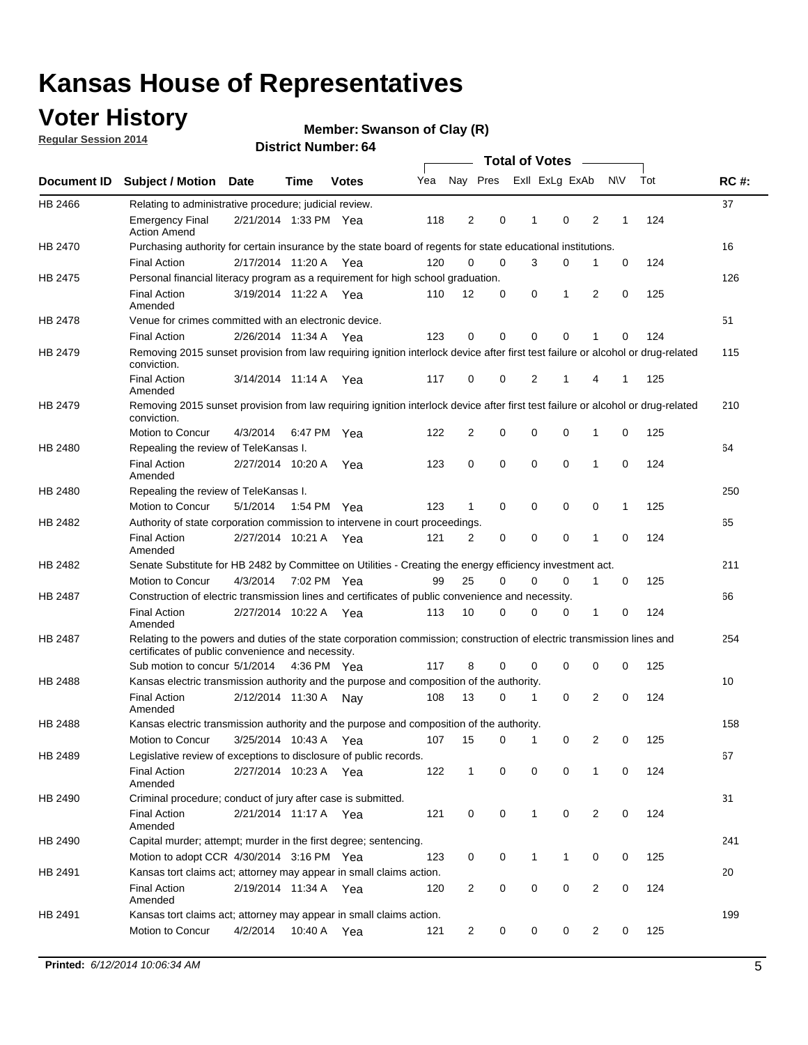# Kansas House of Representatives

## Voter History

**Regular Session 2014**

**Member: Swanson of Clay (R)**

**District Number: 64**

| Document ID | Subject / Motion | Date | Time | Votes | Yea | Nay | Pres | ExII | ExLg | ExAb | N\V | Tot | RC #: |
|---|---|---|---|---|---|---|---|---|---|---|---|---|---|
| HB 2466 | Relating to administrative procedure; judicial review. | | | | | | | | | | | | 37 |
| | Emergency Final Action Amend | 2/21/2014 | 1:33 PM | Yea | 118 | 2 | 0 | 1 | 0 | 2 | 1 | 124 | |
| HB 2470 | Purchasing authority for certain insurance by the state board of regents for state educational institutions. | | | | | | | | | | | | 16 |
| | Final Action | 2/17/2014 | 11:20 A | Yea | 120 | 0 | 0 | 3 | 0 | 1 | 0 | 124 | |
| HB 2475 | Personal financial literacy program as a requirement for high school graduation. | | | | | | | | | | | | 126 |
| | Final Action Amended | 3/19/2014 | 11:22 A | Yea | 110 | 12 | 0 | 0 | 1 | 2 | 0 | 125 | |
| HB 2478 | Venue for crimes committed with an electronic device. | | | | | | | | | | | | 51 |
| | Final Action | 2/26/2014 | 11:34 A | Yea | 123 | 0 | 0 | 0 | 0 | 1 | 0 | 124 | |
| HB 2479 | Removing 2015 sunset provision from law requiring ignition interlock device after first test failure or alcohol or drug-related conviction. | | | | | | | | | | | | 115 |
| | Final Action Amended | 3/14/2014 | 11:14 A | Yea | 117 | 0 | 0 | 2 | 1 | 4 | 1 | 125 | |
| HB 2479 | Removing 2015 sunset provision from law requiring ignition interlock device after first test failure or alcohol or drug-related conviction. | | | | | | | | | | | | 210 |
| | Motion to Concur | 4/3/2014 | 6:47 PM | Yea | 122 | 2 | 0 | 0 | 0 | 1 | 0 | 125 | |
| HB 2480 | Repealing the review of TeleKansas I. | | | | | | | | | | | | 64 |
| | Final Action Amended | 2/27/2014 | 10:20 A | Yea | 123 | 0 | 0 | 0 | 0 | 1 | 0 | 124 | |
| HB 2480 | Repealing the review of TeleKansas I. | | | | | | | | | | | | 250 |
| | Motion to Concur | 5/1/2014 | 1:54 PM | Yea | 123 | 1 | 0 | 0 | 0 | 0 | 1 | 125 | |
| HB 2482 | Authority of state corporation commission to intervene in court proceedings. | | | | | | | | | | | | 65 |
| | Final Action Amended | 2/27/2014 | 10:21 A | Yea | 121 | 2 | 0 | 0 | 0 | 1 | 0 | 124 | |
| HB 2482 | Senate Substitute for HB 2482 by Committee on Utilities - Creating the energy efficiency investment act. | | | | | | | | | | | | 211 |
| | Motion to Concur | 4/3/2014 | 7:02 PM | Yea | 99 | 25 | 0 | 0 | 0 | 1 | 0 | 125 | |
| HB 2487 | Construction of electric transmission lines and certificates of public convenience and necessity. | | | | | | | | | | | | 66 |
| | Final Action Amended | 2/27/2014 | 10:22 A | Yea | 113 | 10 | 0 | 0 | 0 | 1 | 0 | 124 | |
| HB 2487 | Relating to the powers and duties of the state corporation commission; construction of electric transmission lines and certificates of public convenience and necessity. | | | | | | | | | | | | 254 |
| | Sub motion to concur | 5/1/2014 | 4:36 PM | Yea | 117 | 8 | 0 | 0 | 0 | 0 | 0 | 125 | |
| HB 2488 | Kansas electric transmission authority and the purpose and composition of the authority. | | | | | | | | | | | | 10 |
| | Final Action Amended | 2/12/2014 | 11:30 A | Nay | 108 | 13 | 0 | 1 | 0 | 2 | 0 | 124 | |
| HB 2488 | Kansas electric transmission authority and the purpose and composition of the authority. | | | | | | | | | | | | 158 |
| | Motion to Concur | 3/25/2014 | 10:43 A | Yea | 107 | 15 | 0 | 1 | 0 | 2 | 0 | 125 | |
| HB 2489 | Legislative review of exceptions to disclosure of public records. | | | | | | | | | | | | 67 |
| | Final Action Amended | 2/27/2014 | 10:23 A | Yea | 122 | 1 | 0 | 0 | 0 | 1 | 0 | 124 | |
| HB 2490 | Criminal procedure; conduct of jury after case is submitted. | | | | | | | | | | | | 31 |
| | Final Action Amended | 2/21/2014 | 11:17 A | Yea | 121 | 0 | 0 | 1 | 0 | 2 | 0 | 124 | |
| HB 2490 | Capital murder; attempt; murder in the first degree; sentencing. | | | | | | | | | | | | 241 |
| | Motion to adopt CCR | 4/30/2014 | 3:16 PM | Yea | 123 | 0 | 0 | 1 | 1 | 0 | 0 | 125 | |
| HB 2491 | Kansas tort claims act; attorney may appear in small claims action. | | | | | | | | | | | | 20 |
| | Final Action Amended | 2/19/2014 | 11:34 A | Yea | 120 | 2 | 0 | 0 | 0 | 2 | 0 | 124 | |
| HB 2491 | Kansas tort claims act; attorney may appear in small claims action. | | | | | | | | | | | | 199 |
| | Motion to Concur | 4/2/2014 | 10:40 A | Yea | 121 | 2 | 0 | 0 | 0 | 2 | 0 | 125 | |

**Printed:** *6/12/2014 10:06:34 AM*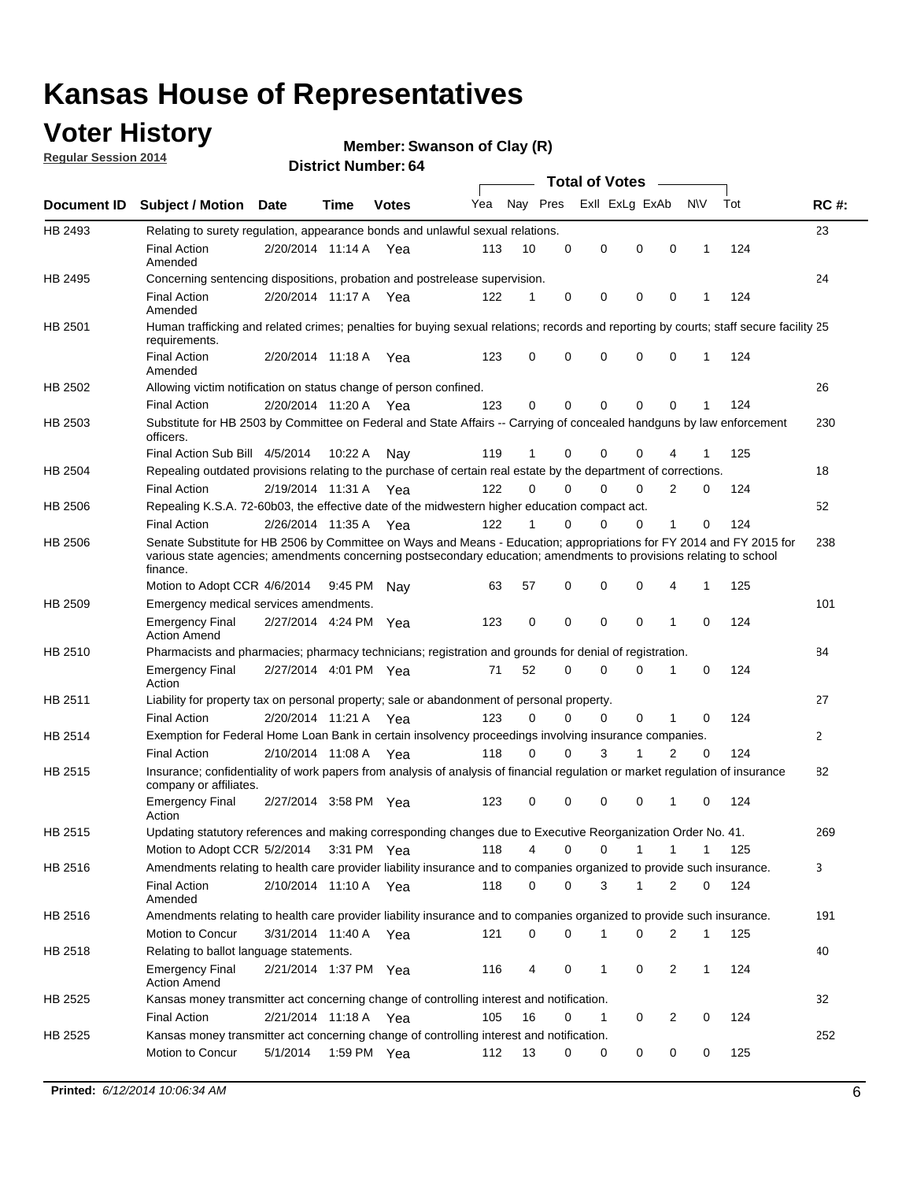# Kansas House of Representatives

## Voter History

**Regular Session 2014**

**Member: Swanson of Clay (R)**

**District Number: 64**

| Document ID | Subject / Motion | Date | Time | Votes | Yea | Nay | Pres | ExII | ExLg | ExAb | N\V | Tot | RC #: |
|---|---|---|---|---|---|---|---|---|---|---|---|---|---|
| HB 2493 | Relating to surety regulation, appearance bonds and unlawful sexual relations. | | | | | | | | | | | | 23 |
| | Final Action Amended | 2/20/2014 | 11:14 A | Yea | 113 | 10 | 0 | 0 | 0 | 0 | 1 | 124 | |
| HB 2495 | Concerning sentencing dispositions, probation and postrelease supervision. | | | | | | | | | | | | 24 |
| | Final Action Amended | 2/20/2014 | 11:17 A | Yea | 122 | 1 | 0 | 0 | 0 | 0 | 1 | 124 | |
| HB 2501 | Human trafficking and related crimes; penalties for buying sexual relations; records and reporting by courts; staff secure facility requirements. | | | | | | | | | | | | 25 |
| | Final Action Amended | 2/20/2014 | 11:18 A | Yea | 123 | 0 | 0 | 0 | 0 | 0 | 1 | 124 | |
| HB 2502 | Allowing victim notification on status change of person confined. | | | | | | | | | | | | 26 |
| | Final Action | 2/20/2014 | 11:20 A | Yea | 123 | 0 | 0 | 0 | 0 | 0 | 1 | 124 | |
| HB 2503 | Substitute for HB 2503 by Committee on Federal and State Affairs -- Carrying of concealed handguns by law enforcement officers. | | | | | | | | | | | | 230 |
| | Final Action Sub Bill | 4/5/2014 | 10:22 A | Nay | 119 | 1 | 0 | 0 | 0 | 4 | 1 | 125 | |
| HB 2504 | Repealing outdated provisions relating to the purchase of certain real estate by the department of corrections. | | | | | | | | | | | | 18 |
| | Final Action | 2/19/2014 | 11:31 A | Yea | 122 | 0 | 0 | 0 | 0 | 2 | 0 | 124 | |
| HB 2506 | Repealing K.S.A. 72-60b03, the effective date of the midwestern higher education compact act. | | | | | | | | | | | | 52 |
| | Final Action | 2/26/2014 | 11:35 A | Yea | 122 | 1 | 0 | 0 | 0 | 1 | 0 | 124 | |
| HB 2506 | Senate Substitute for HB 2506 by Committee on Ways and Means - Education; appropriations for FY 2014 and FY 2015 for various state agencies; amendments concerning postsecondary education; amendments to provisions relating to school finance. | | | | | | | | | | | | 238 |
| | Motion to Adopt CCR | 4/6/2014 | 9:45 PM | Nay | 63 | 57 | 0 | 0 | 0 | 4 | 1 | 125 | |
| HB 2509 | Emergency medical services amendments. | | | | | | | | | | | | 101 |
| | Emergency Final Action Amend | 2/27/2014 | 4:24 PM | Yea | 123 | 0 | 0 | 0 | 0 | 1 | 0 | 124 | |
| HB 2510 | Pharmacists and pharmacies; pharmacy technicians; registration and grounds for denial of registration. | | | | | | | | | | | | 84 |
| | Emergency Final Action | 2/27/2014 | 4:01 PM | Yea | 71 | 52 | 0 | 0 | 0 | 1 | 0 | 124 | |
| HB 2511 | Liability for property tax on personal property; sale or abandonment of personal property. | | | | | | | | | | | | 27 |
| | Final Action | 2/20/2014 | 11:21 A | Yea | 123 | 0 | 0 | 0 | 0 | 1 | 0 | 124 | |
| HB 2514 | Exemption for Federal Home Loan Bank in certain insolvency proceedings involving insurance companies. | | | | | | | | | | | | 2 |
| | Final Action | 2/10/2014 | 11:08 A | Yea | 118 | 0 | 0 | 3 | 1 | 2 | 0 | 124 | |
| HB 2515 | Insurance; confidentiality of work papers from analysis of analysis of financial regulation or market regulation of insurance company or affiliates. | | | | | | | | | | | | 82 |
| | Emergency Final Action | 2/27/2014 | 3:58 PM | Yea | 123 | 0 | 0 | 0 | 0 | 1 | 0 | 124 | |
| HB 2515 | Updating statutory references and making corresponding changes due to Executive Reorganization Order No. 41. | | | | | | | | | | | | 269 |
| | Motion to Adopt CCR | 5/2/2014 | 3:31 PM | Yea | 118 | 4 | 0 | 0 | 1 | 1 | 1 | 125 | |
| HB 2516 | Amendments relating to health care provider liability insurance and to companies organized to provide such insurance. | | | | | | | | | | | | 3 |
| | Final Action Amended | 2/10/2014 | 11:10 A | Yea | 118 | 0 | 0 | 3 | 1 | 2 | 0 | 124 | |
| HB 2516 | Amendments relating to health care provider liability insurance and to companies organized to provide such insurance. | | | | | | | | | | | | 191 |
| | Motion to Concur | 3/31/2014 | 11:40 A | Yea | 121 | 0 | 0 | 1 | 0 | 2 | 1 | 125 | |
| HB 2518 | Relating to ballot language statements. | | | | | | | | | | | | 40 |
| | Emergency Final Action Amend | 2/21/2014 | 1:37 PM | Yea | 116 | 4 | 0 | 1 | 0 | 2 | 1 | 124 | |
| HB 2525 | Kansas money transmitter act concerning change of controlling interest and notification. | | | | | | | | | | | | 32 |
| | Final Action | 2/21/2014 | 11:18 A | Yea | 105 | 16 | 0 | 1 | 0 | 2 | 0 | 124 | |
| HB 2525 | Kansas money transmitter act concerning change of controlling interest and notification. | | | | | | | | | | | | 252 |
| | Motion to Concur | 5/1/2014 | 1:59 PM | Yea | 112 | 13 | 0 | 0 | 0 | 0 | 0 | 125 | |

**Printed:** 6/12/2014 10:06:34 AM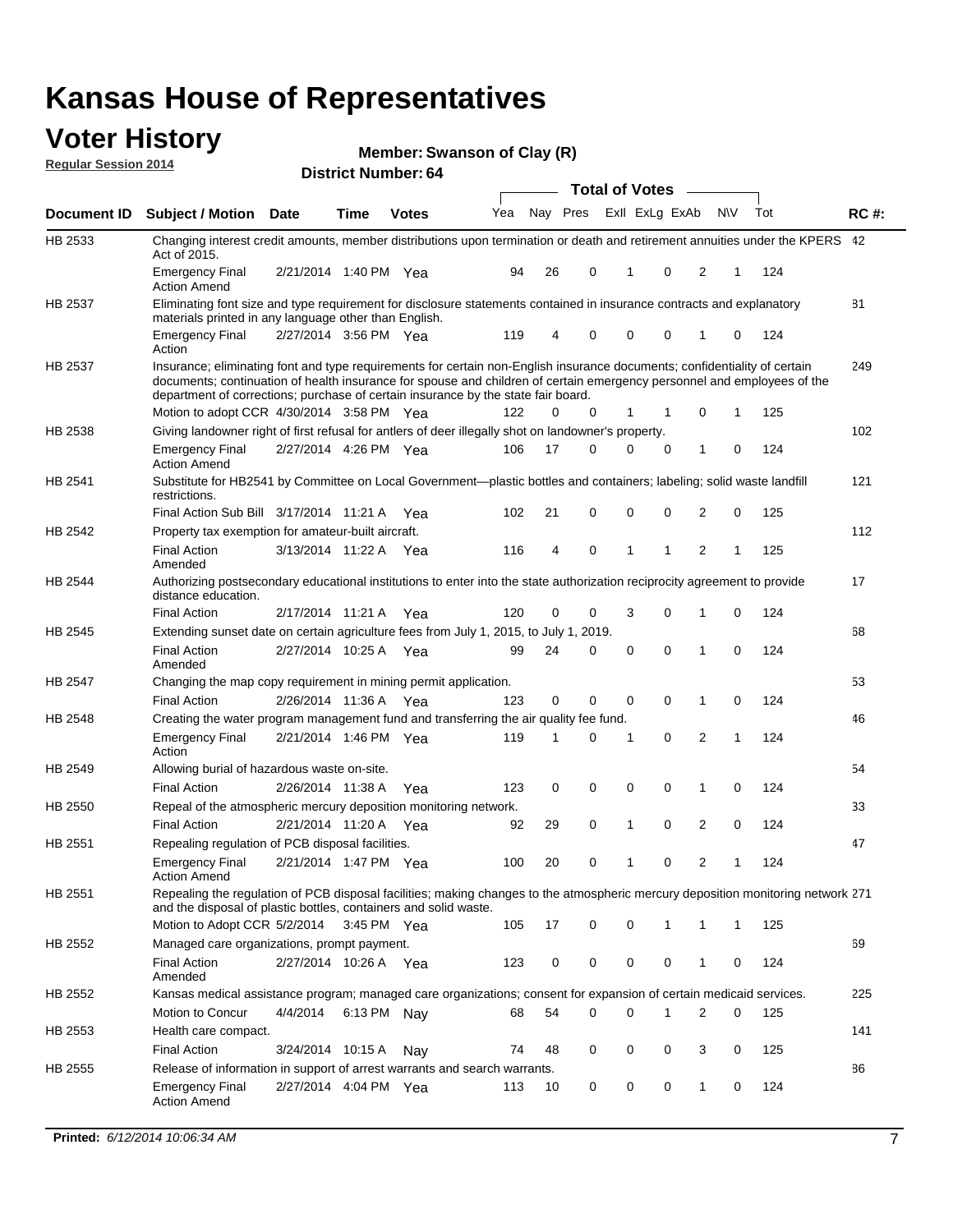# Kansas House of Representatives

## Voter History

**Regular Session 2014**

**Member: Swanson of Clay (R)**

**District Number: 64**

| Document ID | Subject / Motion | Date | Time | Votes | Yea | Nay | Pres | ExII | ExLg | ExAb | N\V | Tot | RC #: |
|---|---|---|---|---|---|---|---|---|---|---|---|---|---|
| HB 2533 | Changing interest credit amounts, member distributions upon termination or death and retirement annuities under the KPERS Act of 2015. | | | | | | | | | | | | 42 |
| | Emergency Final Action Amend | 2/21/2014 | 1:40 PM | Yea | 94 | 26 | 0 | 1 | 0 | 2 | 1 | 124 | |
| HB 2537 | Eliminating font size and type requirement for disclosure statements contained in insurance contracts and explanatory materials printed in any language other than English. | | | | | | | | | | | | 81 |
| | Emergency Final Action | 2/27/2014 | 3:56 PM | Yea | 119 | 4 | 0 | 0 | 0 | 1 | 0 | 124 | |
| HB 2537 | Insurance; eliminating font and type requirements for certain non-English insurance documents; confidentiality of certain documents; continuation of health insurance for spouse and children of certain emergency personnel and employees of the department of corrections; purchase of certain insurance by the state fair board. | | | | | | | | | | | | 249 |
| | Motion to adopt CCR | 4/30/2014 | 3:58 PM | Yea | 122 | 0 | 0 | 1 | 1 | 0 | 1 | 125 | |
| HB 2538 | Giving landowner right of first refusal for antlers of deer illegally shot on landowner's property. | | | | | | | | | | | | 102 |
| | Emergency Final Action Amend | 2/27/2014 | 4:26 PM | Yea | 106 | 17 | 0 | 0 | 0 | 1 | 0 | 124 | |
| HB 2541 | Substitute for HB2541 by Committee on Local Government—plastic bottles and containers; labeling; solid waste landfill restrictions. | | | | | | | | | | | | 121 |
| | Final Action Sub Bill | 3/17/2014 | 11:21 A | Yea | 102 | 21 | 0 | 0 | 0 | 2 | 0 | 125 | |
| HB 2542 | Property tax exemption for amateur-built aircraft. | | | | | | | | | | | | 112 |
| | Final Action Amended | 3/13/2014 | 11:22 A | Yea | 116 | 4 | 0 | 1 | 1 | 2 | 1 | 125 | |
| HB 2544 | Authorizing postsecondary educational institutions to enter into the state authorization reciprocity agreement to provide distance education. | | | | | | | | | | | | 17 |
| | Final Action | 2/17/2014 | 11:21 A | Yea | 120 | 0 | 0 | 3 | 0 | 1 | 0 | 124 | |
| HB 2545 | Extending sunset date on certain agriculture fees from July 1, 2015, to July 1, 2019. | | | | | | | | | | | | 68 |
| | Final Action Amended | 2/27/2014 | 10:25 A | Yea | 99 | 24 | 0 | 0 | 0 | 1 | 0 | 124 | |
| HB 2547 | Changing the map copy requirement in mining permit application. | | | | | | | | | | | | 53 |
| | Final Action | 2/26/2014 | 11:36 A | Yea | 123 | 0 | 0 | 0 | 0 | 1 | 0 | 124 | |
| HB 2548 | Creating the water program management fund and transferring the air quality fee fund. | | | | | | | | | | | | 46 |
| | Emergency Final Action | 2/21/2014 | 1:46 PM | Yea | 119 | 1 | 0 | 1 | 0 | 2 | 1 | 124 | |
| HB 2549 | Allowing burial of hazardous waste on-site. | | | | | | | | | | | | 54 |
| | Final Action | 2/26/2014 | 11:38 A | Yea | 123 | 0 | 0 | 0 | 0 | 1 | 0 | 124 | |
| HB 2550 | Repeal of the atmospheric mercury deposition monitoring network. | | | | | | | | | | | | 33 |
| | Final Action | 2/21/2014 | 11:20 A | Yea | 92 | 29 | 0 | 1 | 0 | 2 | 0 | 124 | |
| HB 2551 | Repealing regulation of PCB disposal facilities. | | | | | | | | | | | | 47 |
| | Emergency Final Action Amend | 2/21/2014 | 1:47 PM | Yea | 100 | 20 | 0 | 1 | 0 | 2 | 1 | 124 | |
| HB 2551 | Repealing the regulation of PCB disposal facilities; making changes to the atmospheric mercury deposition monitoring network and the disposal of plastic bottles, containers and solid waste. | | | | | | | | | | | | 271 |
| | Motion to Adopt CCR | 5/2/2014 | 3:45 PM | Yea | 105 | 17 | 0 | 0 | 1 | 1 | 1 | 125 | |
| HB 2552 | Managed care organizations, prompt payment. | | | | | | | | | | | | 69 |
| | Final Action Amended | 2/27/2014 | 10:26 A | Yea | 123 | 0 | 0 | 0 | 0 | 1 | 0 | 124 | |
| HB 2552 | Kansas medical assistance program; managed care organizations; consent for expansion of certain medicaid services. | | | | | | | | | | | | 225 |
| | Motion to Concur | 4/4/2014 | 6:13 PM | Nay | 68 | 54 | 0 | 0 | 1 | 2 | 0 | 125 | |
| HB 2553 | Health care compact. | | | | | | | | | | | | 141 |
| | Final Action | 3/24/2014 | 10:15 A | Nay | 74 | 48 | 0 | 0 | 0 | 3 | 0 | 125 | |
| HB 2555 | Release of information in support of arrest warrants and search warrants. | | | | | | | | | | | | 86 |
| | Emergency Final Action Amend | 2/27/2014 | 4:04 PM | Yea | 113 | 10 | 0 | 0 | 0 | 1 | 0 | 124 | |

**Printed:** 6/12/2014 10:06:34 AM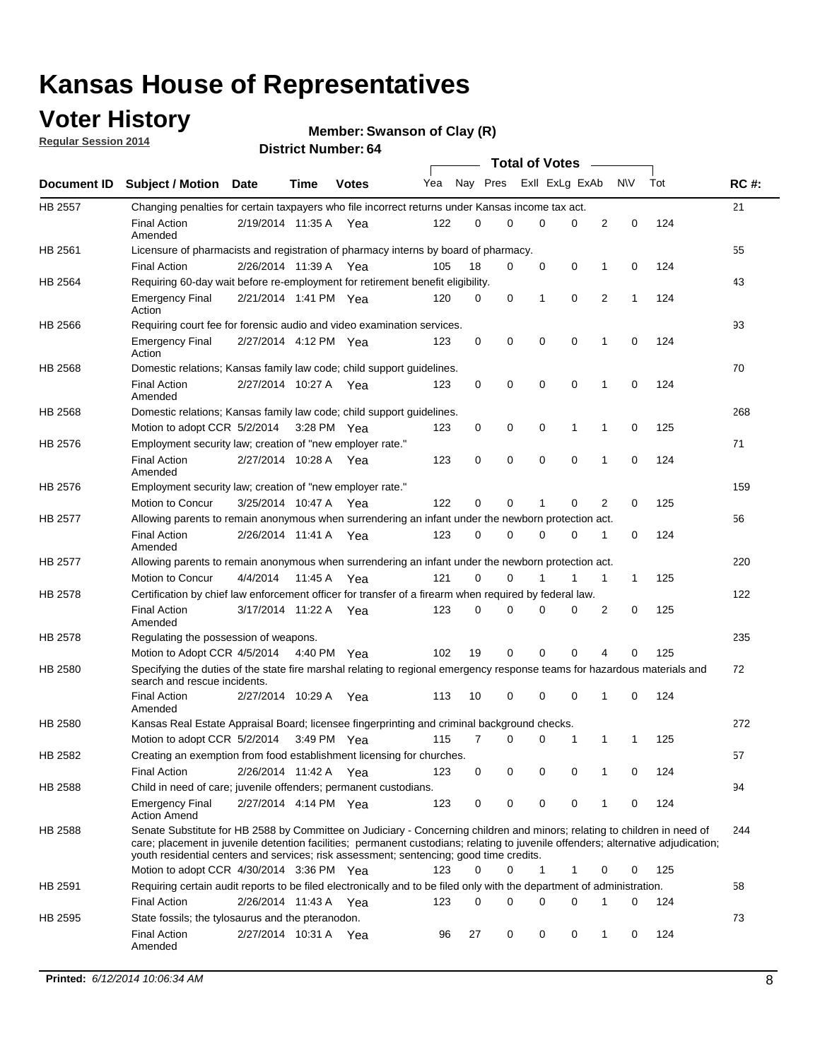# Kansas House of Representatives

## Voter History

**Regular Session 2014**

**Member: Swanson of Clay (R)**

**District Number: 64**

| Document ID | Subject / Motion | Date | Time | Votes | Yea | Nay | Pres | ExII | ExLg | ExAb | N\V | Tot | RC #: |
|---|---|---|---|---|---|---|---|---|---|---|---|---|---|
| HB 2557 | Changing penalties for certain taxpayers who file incorrect returns under Kansas income tax act. | | | | | | | | | | | | 21 |
| | Final Action Amended | 2/19/2014 | 11:35 A | Yea | 122 | 0 | 0 | 0 | 0 | 2 | 0 | 124 | |
| HB 2561 | Licensure of pharmacists and registration of pharmacy interns by board of pharmacy. | | | | | | | | | | | | 55 |
| | Final Action | 2/26/2014 | 11:39 A | Yea | 105 | 18 | 0 | 0 | 0 | 1 | 0 | 124 | |
| HB 2564 | Requiring 60-day wait before re-employment for retirement benefit eligibility. | | | | | | | | | | | | 43 |
| | Emergency Final Action | 2/21/2014 | 1:41 PM | Yea | 120 | 0 | 0 | 1 | 0 | 2 | 1 | 124 | |
| HB 2566 | Requiring court fee for forensic audio and video examination services. | | | | | | | | | | | | 93 |
| | Emergency Final Action | 2/27/2014 | 4:12 PM | Yea | 123 | 0 | 0 | 0 | 0 | 1 | 0 | 124 | |
| HB 2568 | Domestic relations; Kansas family law code; child support guidelines. | | | | | | | | | | | | 70 |
| | Final Action Amended | 2/27/2014 | 10:27 A | Yea | 123 | 0 | 0 | 0 | 0 | 1 | 0 | 124 | |
| HB 2568 | Domestic relations; Kansas family law code; child support guidelines. | | | | | | | | | | | | 268 |
| | Motion to adopt CCR | 5/2/2014 | 3:28 PM | Yea | 123 | 0 | 0 | 0 | 1 | 1 | 0 | 125 | |
| HB 2576 | Employment security law; creation of "new employer rate." | | | | | | | | | | | | 71 |
| | Final Action Amended | 2/27/2014 | 10:28 A | Yea | 123 | 0 | 0 | 0 | 0 | 1 | 0 | 124 | |
| HB 2576 | Employment security law; creation of "new employer rate." | | | | | | | | | | | | 159 |
| | Motion to Concur | 3/25/2014 | 10:47 A | Yea | 122 | 0 | 0 | 1 | 0 | 2 | 0 | 125 | |
| HB 2577 | Allowing parents to remain anonymous when surrendering an infant under the newborn protection act. | | | | | | | | | | | | 56 |
| | Final Action Amended | 2/26/2014 | 11:41 A | Yea | 123 | 0 | 0 | 0 | 0 | 1 | 0 | 124 | |
| HB 2577 | Allowing parents to remain anonymous when surrendering an infant under the newborn protection act. | | | | | | | | | | | | 220 |
| | Motion to Concur | 4/4/2014 | 11:45 A | Yea | 121 | 0 | 0 | 1 | 1 | 1 | 1 | 125 | |
| HB 2578 | Certification by chief law enforcement officer for transfer of a firearm when required by federal law. | | | | | | | | | | | | 122 |
| | Final Action Amended | 3/17/2014 | 11:22 A | Yea | 123 | 0 | 0 | 0 | 0 | 2 | 0 | 125 | |
| HB 2578 | Regulating the possession of weapons. | | | | | | | | | | | | 235 |
| | Motion to Adopt CCR | 4/5/2014 | 4:40 PM | Yea | 102 | 19 | 0 | 0 | 0 | 4 | 0 | 125 | |
| HB 2580 | Specifying the duties of the state fire marshal relating to regional emergency response teams for hazardous materials and search and rescue incidents. | | | | | | | | | | | | 72 |
| | Final Action Amended | 2/27/2014 | 10:29 A | Yea | 113 | 10 | 0 | 0 | 0 | 1 | 0 | 124 | |
| HB 2580 | Kansas Real Estate Appraisal Board; licensee fingerprinting and criminal background checks. | | | | | | | | | | | | 272 |
| | Motion to adopt CCR | 5/2/2014 | 3:49 PM | Yea | 115 | 7 | 0 | 0 | 1 | 1 | 1 | 125 | |
| HB 2582 | Creating an exemption from food establishment licensing for churches. | | | | | | | | | | | | 57 |
| | Final Action | 2/26/2014 | 11:42 A | Yea | 123 | 0 | 0 | 0 | 0 | 1 | 0 | 124 | |
| HB 2588 | Child in need of care; juvenile offenders; permanent custodians. | | | | | | | | | | | | 94 |
| | Emergency Final Action Amend | 2/27/2014 | 4:14 PM | Yea | 123 | 0 | 0 | 0 | 0 | 1 | 0 | 124 | |
| HB 2588 | Senate Substitute for HB 2588 by Committee on Judiciary - Concerning children and minors; relating to children in need of care; placement in juvenile detention facilities; permanent custodians; relating to juvenile offenders; alternative adjudication; youth residential centers and services; risk assessment; sentencing; good time credits. | | | | | | | | | | | | 244 |
| | Motion to adopt CCR | 4/30/2014 | 3:36 PM | Yea | 123 | 0 | 0 | 1 | 1 | 0 | 0 | 125 | |
| HB 2591 | Requiring certain audit reports to be filed electronically and to be filed only with the department of administration. | | | | | | | | | | | | 58 |
| | Final Action | 2/26/2014 | 11:43 A | Yea | 123 | 0 | 0 | 0 | 0 | 1 | 0 | 124 | |
| HB 2595 | State fossils; the tylosaurus and the pteranodon. | | | | | | | | | | | | 73 |
| | Final Action Amended | 2/27/2014 | 10:31 A | Yea | 96 | 27 | 0 | 0 | 0 | 1 | 0 | 124 | |

**Printed:** *6/12/2014 10:06:34 AM*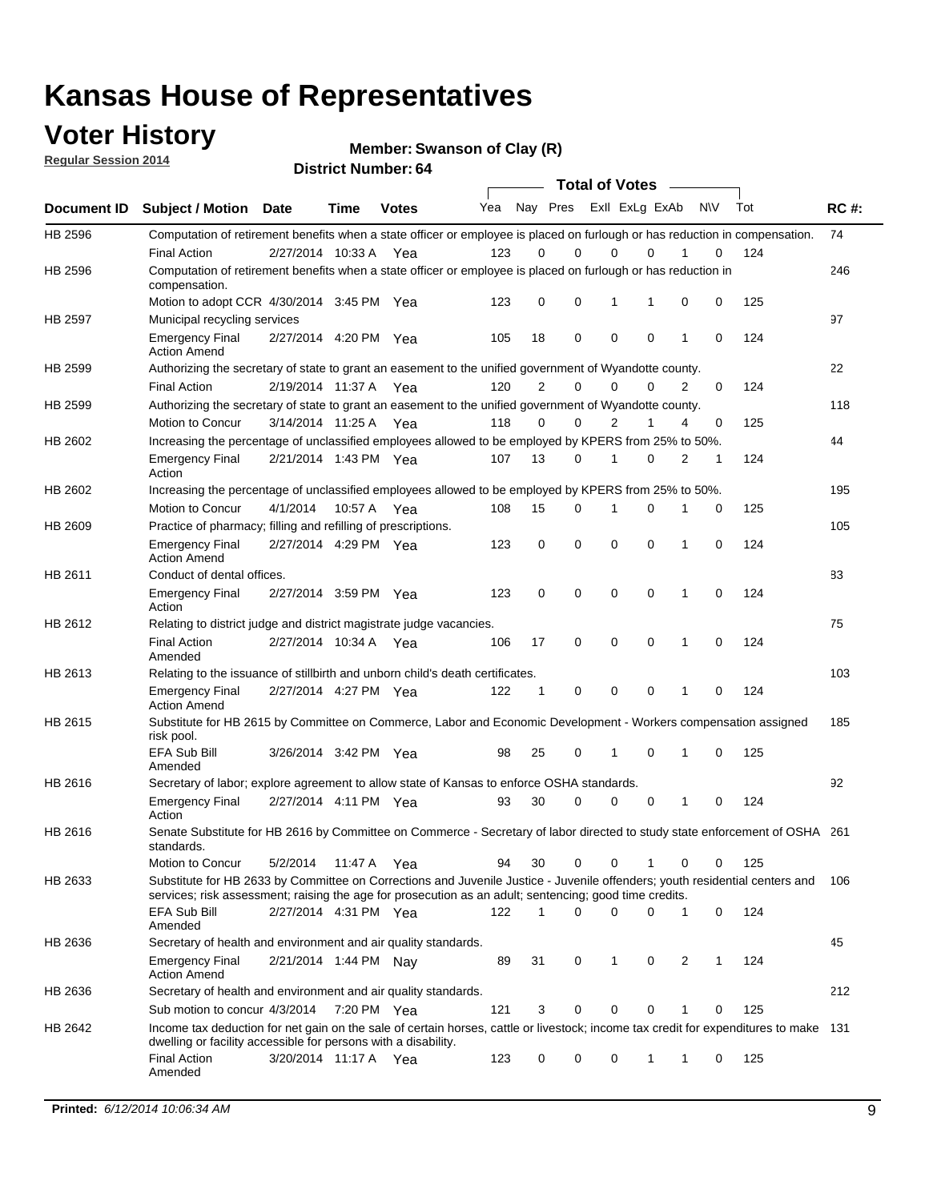# Kansas House of Representatives

## Voter History

**Regular Session 2014**

**Member: Swanson of Clay (R)**

**District Number: 64**

| Document ID | Subject / Motion | Date | Time | Votes | Yea | Nay | Pres | ExII | ExLg | ExAb | N\V | Tot | RC #: |
|---|---|---|---|---|---|---|---|---|---|---|---|---|---|
| HB 2596 | Computation of retirement benefits when a state officer or employee is placed on furlough or has reduction in compensation. | | | | | | | | | | | | 74 |
| | Final Action | 2/27/2014 | 10:33 A | Yea | 123 | 0 | 0 | 0 | 0 | 1 | 0 | 124 | |
| HB 2596 | Computation of retirement benefits when a state officer or employee is placed on furlough or has reduction in compensation. | | | | | | | | | | | | 246 |
| | Motion to adopt CCR | 4/30/2014 | 3:45 PM | Yea | 123 | 0 | 0 | 1 | 1 | 0 | 0 | 125 | |
| HB 2597 | Municipal recycling services | | | | | | | | | | | | 97 |
| | Emergency Final Action Amend | 2/27/2014 | 4:20 PM | Yea | 105 | 18 | 0 | 0 | 0 | 1 | 0 | 124 | |
| HB 2599 | Authorizing the secretary of state to grant an easement to the unified government of Wyandotte county. | | | | | | | | | | | | 22 |
| | Final Action | 2/19/2014 | 11:37 A | Yea | 120 | 2 | 0 | 0 | 0 | 2 | 0 | 124 | |
| HB 2599 | Authorizing the secretary of state to grant an easement to the unified government of Wyandotte county. | | | | | | | | | | | | 118 |
| | Motion to Concur | 3/14/2014 | 11:25 A | Yea | 118 | 0 | 0 | 2 | 1 | 4 | 0 | 125 | |
| HB 2602 | Increasing the percentage of unclassified employees allowed to be employed by KPERS from 25% to 50%. | | | | | | | | | | | | 44 |
| | Emergency Final Action | 2/21/2014 | 1:43 PM | Yea | 107 | 13 | 0 | 1 | 0 | 2 | 1 | 124 | |
| HB 2602 | Increasing the percentage of unclassified employees allowed to be employed by KPERS from 25% to 50%. | | | | | | | | | | | | 195 |
| | Motion to Concur | 4/1/2014 | 10:57 A | Yea | 108 | 15 | 0 | 1 | 0 | 1 | 0 | 125 | |
| HB 2609 | Practice of pharmacy; filling and refilling of prescriptions. | | | | | | | | | | | | 105 |
| | Emergency Final Action Amend | 2/27/2014 | 4:29 PM | Yea | 123 | 0 | 0 | 0 | 0 | 1 | 0 | 124 | |
| HB 2611 | Conduct of dental offices. | | | | | | | | | | | | 83 |
| | Emergency Final Action | 2/27/2014 | 3:59 PM | Yea | 123 | 0 | 0 | 0 | 0 | 1 | 0 | 124 | |
| HB 2612 | Relating to district judge and district magistrate judge vacancies. | | | | | | | | | | | | 75 |
| | Final Action Amended | 2/27/2014 | 10:34 A | Yea | 106 | 17 | 0 | 0 | 0 | 1 | 0 | 124 | |
| HB 2613 | Relating to the issuance of stillbirth and unborn child's death certificates. | | | | | | | | | | | | 103 |
| | Emergency Final Action Amend | 2/27/2014 | 4:27 PM | Yea | 122 | 1 | 0 | 0 | 0 | 1 | 0 | 124 | |
| HB 2615 | Substitute for HB 2615 by Committee on Commerce, Labor and Economic Development - Workers compensation assigned risk pool. | | | | | | | | | | | | 185 |
| | EFA Sub Bill Amended | 3/26/2014 | 3:42 PM | Yea | 98 | 25 | 0 | 1 | 0 | 1 | 0 | 125 | |
| HB 2616 | Secretary of labor; explore agreement to allow state of Kansas to enforce OSHA standards. | | | | | | | | | | | | 92 |
| | Emergency Final Action | 2/27/2014 | 4:11 PM | Yea | 93 | 30 | 0 | 0 | 0 | 1 | 0 | 124 | |
| HB 2616 | Senate Substitute for HB 2616 by Committee on Commerce - Secretary of labor directed to study state enforcement of OSHA standards. | | | | | | | | | | | | 261 |
| | Motion to Concur | 5/2/2014 | 11:47 A | Yea | 94 | 30 | 0 | 0 | 1 | 0 | 0 | 125 | |
| HB 2633 | Substitute for HB 2633 by Committee on Corrections and Juvenile Justice - Juvenile offenders; youth residential centers and services; risk assessment; raising the age for prosecution as an adult; sentencing; good time credits. | | | | | | | | | | | | 106 |
| | EFA Sub Bill Amended | 2/27/2014 | 4:31 PM | Yea | 122 | 1 | 0 | 0 | 0 | 1 | 0 | 124 | |
| HB 2636 | Secretary of health and environment and air quality standards. | | | | | | | | | | | | 45 |
| | Emergency Final Action Amend | 2/21/2014 | 1:44 PM | Nay | 89 | 31 | 0 | 1 | 0 | 2 | 1 | 124 | |
| HB 2636 | Secretary of health and environment and air quality standards. | | | | | | | | | | | | 212 |
| | Sub motion to concur | 4/3/2014 | 7:20 PM | Yea | 121 | 3 | 0 | 0 | 0 | 1 | 0 | 125 | |
| HB 2642 | Income tax deduction for net gain on the sale of certain horses, cattle or livestock; income tax credit for expenditures to make dwelling or facility accessible for persons with a disability. | | | | | | | | | | | | 131 |
| | Final Action Amended | 3/20/2014 | 11:17 A | Yea | 123 | 0 | 0 | 0 | 1 | 1 | 0 | 125 | |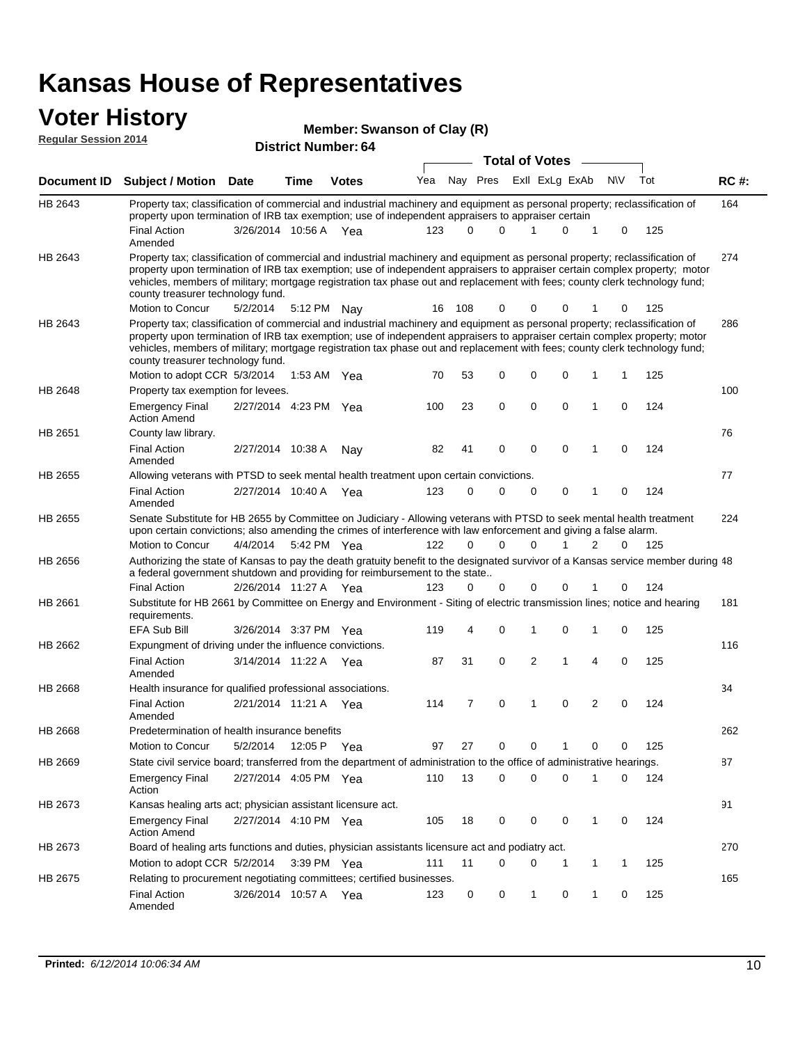# Kansas House of Representatives

## Voter History

**Regular Session 2014**

**Member: Swanson of Clay (R)**

**District Number: 64**

| Document ID | Subject / Motion | Date | Time | Votes | Yea | Nay | Pres | ExlI | ExLg | ExAb | N\V | Tot | RC #: |
|---|---|---|---|---|---|---|---|---|---|---|---|---|---|
| HB 2643 | Property tax; classification of commercial and industrial machinery and equipment as personal property; reclassification of property upon termination of IRB tax exemption; use of independent appraisers to appraiser certain | | | | | | | | | | | | 164 |
| | Final Action Amended | 3/26/2014 | 10:56 A | Yea | 123 | 0 | 0 | 1 | 0 | 1 | 0 | 125 | |
| HB 2643 | Property tax; classification of commercial and industrial machinery and equipment as personal property; reclassification of property upon termination of IRB tax exemption; use of independent appraisers to appraiser certain complex property; motor vehicles, members of military; mortgage registration tax phase out and replacement with fees; county clerk technology fund; county treasurer technology fund. | | | | | | | | | | | | 274 |
| | Motion to Concur | 5/2/2014 | 5:12 PM | Nay | 16 | 108 | 0 | 0 | 0 | 1 | 0 | 125 | |
| HB 2643 | Property tax; classification of commercial and industrial machinery and equipment as personal property; reclassification of property upon termination of IRB tax exemption; use of independent appraisers to appraiser certain complex property; motor vehicles, members of military; mortgage registration tax phase out and replacement with fees; county clerk technology fund; county treasurer technology fund. | | | | | | | | | | | | 286 |
| | Motion to adopt CCR | 5/3/2014 | 1:53 AM | Yea | 70 | 53 | 0 | 0 | 0 | 1 | 1 | 125 | |
| HB 2648 | Property tax exemption for levees. | | | | | | | | | | | | 100 |
| | Emergency Final Action Amend | 2/27/2014 | 4:23 PM | Yea | 100 | 23 | 0 | 0 | 0 | 1 | 0 | 124 | |
| HB 2651 | County law library. | | | | | | | | | | | | 76 |
| | Final Action Amended | 2/27/2014 | 10:38 A | Nay | 82 | 41 | 0 | 0 | 0 | 1 | 0 | 124 | |
| HB 2655 | Allowing veterans with PTSD to seek mental health treatment upon certain convictions. | | | | | | | | | | | | 77 |
| | Final Action Amended | 2/27/2014 | 10:40 A | Yea | 123 | 0 | 0 | 0 | 0 | 1 | 0 | 124 | |
| HB 2655 | Senate Substitute for HB 2655 by Committee on Judiciary - Allowing veterans with PTSD to seek mental health treatment upon certain convictions; also amending the crimes of interference with law enforcement and giving a false alarm. | | | | | | | | | | | | 224 |
| | Motion to Concur | 4/4/2014 | 5:42 PM | Yea | 122 | 0 | 0 | 0 | 1 | 2 | 0 | 125 | |
| HB 2656 | Authorizing the state of Kansas to pay the death gratuity benefit to the designated survivor of a Kansas service member during a federal government shutdown and providing for reimbursement to the state.. | | | | | | | | | | | | 48 |
| | Final Action | 2/26/2014 | 11:27 A | Yea | 123 | 0 | 0 | 0 | 0 | 1 | 0 | 124 | |
| HB 2661 | Substitute for HB 2661 by Committee on Energy and Environment - Siting of electric transmission lines; notice and hearing requirements. | | | | | | | | | | | | 181 |
| | EFA Sub Bill | 3/26/2014 | 3:37 PM | Yea | 119 | 4 | 0 | 1 | 0 | 1 | 0 | 125 | |
| HB 2662 | Expungment of driving under the influence convictions. | | | | | | | | | | | | 116 |
| | Final Action Amended | 3/14/2014 | 11:22 A | Yea | 87 | 31 | 0 | 2 | 1 | 4 | 0 | 125 | |
| HB 2668 | Health insurance for qualified professional associations. | | | | | | | | | | | | 34 |
| | Final Action Amended | 2/21/2014 | 11:21 A | Yea | 114 | 7 | 0 | 1 | 0 | 2 | 0 | 124 | |
| HB 2668 | Predetermination of health insurance benefits | | | | | | | | | | | | 262 |
| | Motion to Concur | 5/2/2014 | 12:05 P | Yea | 97 | 27 | 0 | 0 | 1 | 0 | 0 | 125 | |
| HB 2669 | State civil service board; transferred from the department of administration to the office of administrative hearings. | | | | | | | | | | | | 87 |
| | Emergency Final Action | 2/27/2014 | 4:05 PM | Yea | 110 | 13 | 0 | 0 | 0 | 1 | 0 | 124 | |
| HB 2673 | Kansas healing arts act; physician assistant licensure act. | | | | | | | | | | | | 91 |
| | Emergency Final Action Amend | 2/27/2014 | 4:10 PM | Yea | 105 | 18 | 0 | 0 | 0 | 1 | 0 | 124 | |
| HB 2673 | Board of healing arts functions and duties, physician assistants licensure act and podiatry act. | | | | | | | | | | | | 270 |
| | Motion to adopt CCR | 5/2/2014 | 3:39 PM | Yea | 111 | 11 | 0 | 0 | 1 | 1 | 1 | 125 | |
| HB 2675 | Relating to procurement negotiating committees; certified businesses. | | | | | | | | | | | | 165 |
| | Final Action Amended | 3/26/2014 | 10:57 A | Yea | 123 | 0 | 0 | 1 | 0 | 1 | 0 | 125 | |

**Printed:** *6/12/2014 10:06:34 AM*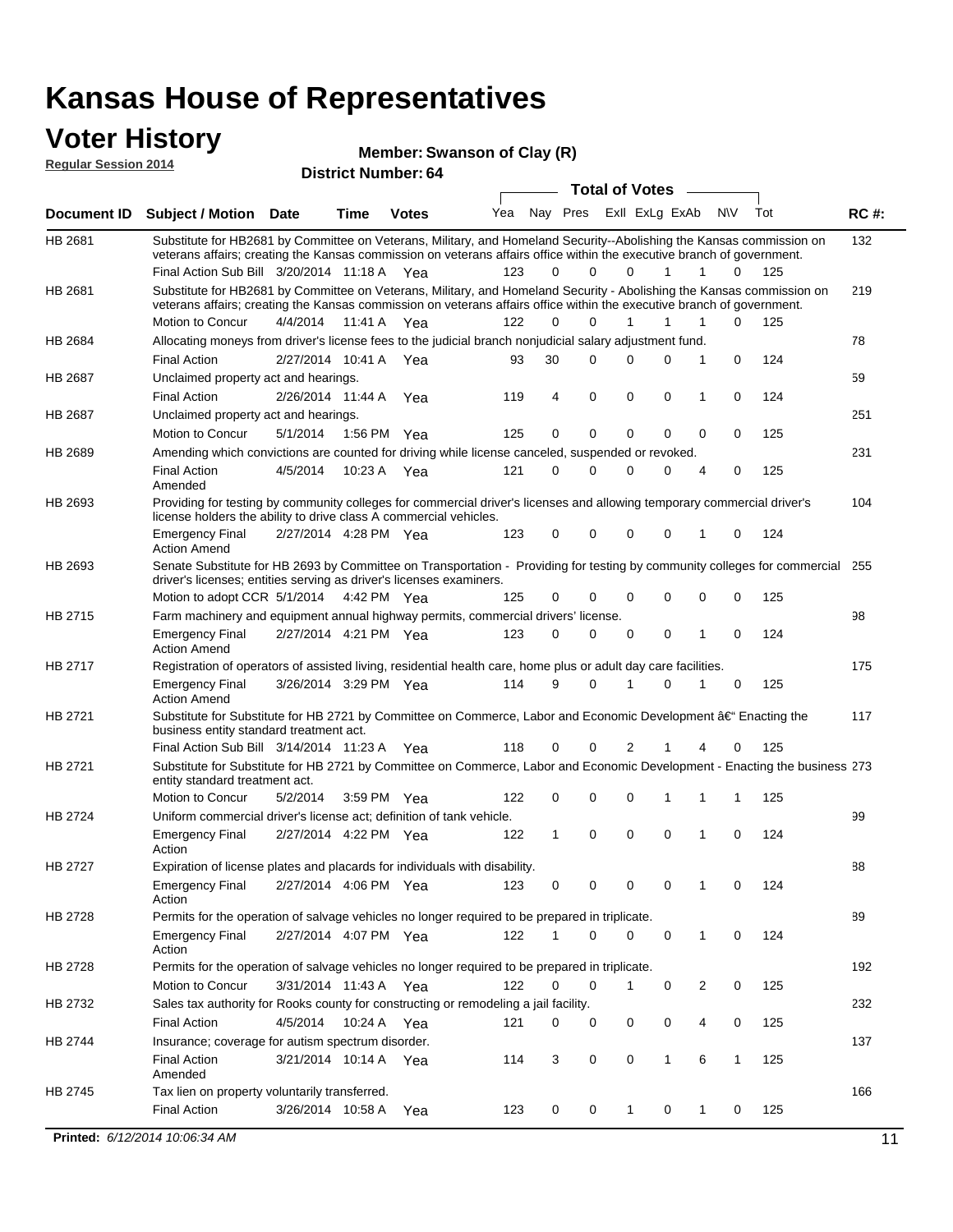# Kansas House of Representatives

## Voter History

**Regular Session 2014**

**Member: Swanson of Clay (R)**

**District Number: 64**

| Document ID | Subject / Motion | Date | Time | Votes | Yea | Nay | Pres | ExII | ExLg | ExAb | N\V | Tot | RC #: |
|---|---|---|---|---|---|---|---|---|---|---|---|---|---|
| HB 2681 | Substitute for HB2681 by Committee on Veterans, Military, and Homeland Security--Abolishing the Kansas commission on veterans affairs; creating the Kansas commission on veterans affairs office within the executive branch of government. | | | | | | | | | | | | 132 |
| | Final Action Sub Bill | 3/20/2014 | 11:18 A | Yea | 123 | 0 | 0 | 0 | 1 | 1 | 0 | 125 | |
| HB 2681 | Substitute for HB2681 by Committee on Veterans, Military, and Homeland Security - Abolishing the Kansas commission on veterans affairs; creating the Kansas commission on veterans affairs office within the executive branch of government. | | | | | | | | | | | | 219 |
| | Motion to Concur | 4/4/2014 | 11:41 A | Yea | 122 | 0 | 0 | 1 | 1 | 1 | 0 | 125 | |
| HB 2684 | Allocating moneys from driver's license fees to the judicial branch nonjudicial salary adjustment fund. | | | | | | | | | | | | 78 |
| | Final Action | 2/27/2014 | 10:41 A | Yea | 93 | 30 | 0 | 0 | 0 | 1 | 0 | 124 | |
| HB 2687 | Unclaimed property act and hearings. | | | | | | | | | | | | 59 |
| | Final Action | 2/26/2014 | 11:44 A | Yea | 119 | 4 | 0 | 0 | 0 | 1 | 0 | 124 | |
| HB 2687 | Unclaimed property act and hearings. | | | | | | | | | | | | 251 |
| | Motion to Concur | 5/1/2014 | 1:56 PM | Yea | 125 | 0 | 0 | 0 | 0 | 0 | 0 | 125 | |
| HB 2689 | Amending which convictions are counted for driving while license canceled, suspended or revoked. | | | | | | | | | | | | 231 |
| | Final Action Amended | 4/5/2014 | 10:23 A | Yea | 121 | 0 | 0 | 0 | 0 | 4 | 0 | 125 | |
| HB 2693 | Providing for testing by community colleges for commercial driver's licenses and allowing temporary commercial driver's license holders the ability to drive class A commercial vehicles. | | | | | | | | | | | | 104 |
| | Emergency Final Action Amend | 2/27/2014 | 4:28 PM | Yea | 123 | 0 | 0 | 0 | 0 | 1 | 0 | 124 | |
| HB 2693 | Senate Substitute for HB 2693 by Committee on Transportation - Providing for testing by community colleges for commercial driver's licenses; entities serving as driver's licenses examiners. | | | | | | | | | | | | 255 |
| | Motion to adopt CCR | 5/1/2014 | 4:42 PM | Yea | 125 | 0 | 0 | 0 | 0 | 0 | 0 | 125 | |
| HB 2715 | Farm machinery and equipment annual highway permits, commercial drivers' license. | | | | | | | | | | | | 98 |
| | Emergency Final Action Amend | 2/27/2014 | 4:21 PM | Yea | 123 | 0 | 0 | 0 | 0 | 1 | 0 | 124 | |
| HB 2717 | Registration of operators of assisted living, residential health care, home plus or adult day care facilities. | | | | | | | | | | | | 175 |
| | Emergency Final Action Amend | 3/26/2014 | 3:29 PM | Yea | 114 | 9 | 0 | 1 | 0 | 1 | 0 | 125 | |
| HB 2721 | Substitute for Substitute for HB 2721 by Committee on Commerce, Labor and Economic Development â€" Enacting the business entity standard treatment act. | | | | | | | | | | | | 117 |
| | Final Action Sub Bill | 3/14/2014 | 11:23 A | Yea | 118 | 0 | 0 | 2 | 1 | 4 | 0 | 125 | |
| HB 2721 | Substitute for Substitute for HB 2721 by Committee on Commerce, Labor and Economic Development - Enacting the business entity standard treatment act. | | | | | | | | | | | | 273 |
| | Motion to Concur | 5/2/2014 | 3:59 PM | Yea | 122 | 0 | 0 | 0 | 1 | 1 | 1 | 125 | |
| HB 2724 | Uniform commercial driver's license act; definition of tank vehicle. | | | | | | | | | | | | 99 |
| | Emergency Final Action | 2/27/2014 | 4:22 PM | Yea | 122 | 1 | 0 | 0 | 0 | 1 | 0 | 124 | |
| HB 2727 | Expiration of license plates and placards for individuals with disability. | | | | | | | | | | | | 88 |
| | Emergency Final Action | 2/27/2014 | 4:06 PM | Yea | 123 | 0 | 0 | 0 | 0 | 1 | 0 | 124 | |
| HB 2728 | Permits for the operation of salvage vehicles no longer required to be prepared in triplicate. | | | | | | | | | | | | 89 |
| | Emergency Final Action | 2/27/2014 | 4:07 PM | Yea | 122 | 1 | 0 | 0 | 0 | 1 | 0 | 124 | |
| HB 2728 | Permits for the operation of salvage vehicles no longer required to be prepared in triplicate. | | | | | | | | | | | | 192 |
| | Motion to Concur | 3/31/2014 | 11:43 A | Yea | 122 | 0 | 0 | 1 | 0 | 2 | 0 | 125 | |
| HB 2732 | Sales tax authority for Rooks county for constructing or remodeling a jail facility. | | | | | | | | | | | | 232 |
| | Final Action | 4/5/2014 | 10:24 A | Yea | 121 | 0 | 0 | 0 | 0 | 4 | 0 | 125 | |
| HB 2744 | Insurance; coverage for autism spectrum disorder. | | | | | | | | | | | | 137 |
| | Final Action Amended | 3/21/2014 | 10:14 A | Yea | 114 | 3 | 0 | 0 | 1 | 6 | 1 | 125 | |
| HB 2745 | Tax lien on property voluntarily transferred. | | | | | | | | | | | | 166 |
| | Final Action | 3/26/2014 | 10:58 A | Yea | 123 | 0 | 0 | 1 | 0 | 1 | 0 | 125 | |

**Printed:** *6/12/2014 10:06:34 AM*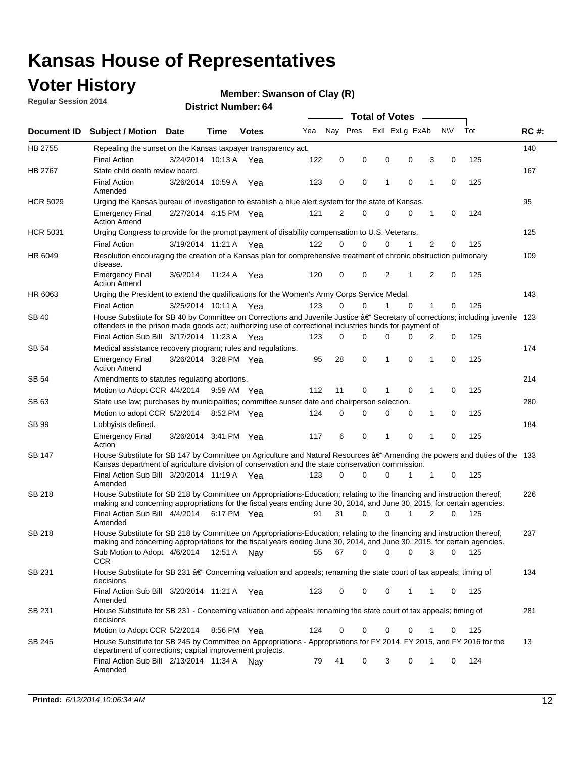# Kansas House of Representatives

## Voter History

**Regular Session 2014**

**Member: Swanson of Clay (R)**

**District Number: 64**

| Document ID | Subject / Motion | Date | Time | Votes | Yea | Nay | Pres | ExII | ExLg | ExAb | N\V | Tot | RC #: |
|---|---|---|---|---|---|---|---|---|---|---|---|---|---|
| HB 2755 | Repealing the sunset on the Kansas taxpayer transparency act. | | | | | | | | | | | | 140 |
| | Final Action | 3/24/2014 | 10:13 A | Yea | 122 | 0 | 0 | 0 | 0 | 3 | 0 | 125 | |
| HB 2767 | State child death review board. | | | | | | | | | | | | 167 |
| | Final Action Amended | 3/26/2014 | 10:59 A | Yea | 123 | 0 | 0 | 1 | 0 | 1 | 0 | 125 | |
| HCR 5029 | Urging the Kansas bureau of investigation to establish a blue alert system for the state of Kansas. | | | | | | | | | | | | 95 |
| | Emergency Final Action Amend | 2/27/2014 | 4:15 PM | Yea | 121 | 2 | 0 | 0 | 0 | 1 | 0 | 124 | |
| HCR 5031 | Urging Congress to provide for the prompt payment of disability compensation to U.S. Veterans. | | | | | | | | | | | | 125 |
| | Final Action | 3/19/2014 | 11:21 A | Yea | 122 | 0 | 0 | 0 | 1 | 2 | 0 | 125 | |
| HR 6049 | Resolution encouraging the creation of a Kansas plan for comprehensive treatment of chronic obstruction pulmonary disease. | | | | | | | | | | | | 109 |
| | Emergency Final Action Amend | 3/6/2014 | 11:24 A | Yea | 120 | 0 | 0 | 2 | 1 | 2 | 0 | 125 | |
| HR 6063 | Urging the President to extend the qualifications for the Women's Army Corps Service Medal. | | | | | | | | | | | | 143 |
| | Final Action | 3/25/2014 | 10:11 A | Yea | 123 | 0 | 0 | 1 | 0 | 1 | 0 | 125 | |
| SB 40 | House Substitute for SB 40 by Committee on Corrections and Juvenile Justice â€" Secretary of corrections; including juvenile offenders in the prison made goods act; authorizing use of correctional industries funds for payment of | | | | | | | | | | | | 123 |
| | Final Action Sub Bill | 3/17/2014 | 11:23 A | Yea | 123 | 0 | 0 | 0 | 0 | 2 | 0 | 125 | |
| SB 54 | Medical assistance recovery program; rules and regulations. | | | | | | | | | | | | 174 |
| | Emergency Final Action Amend | 3/26/2014 | 3:28 PM | Yea | 95 | 28 | 0 | 1 | 0 | 1 | 0 | 125 | |
| SB 54 | Amendments to statutes regulating abortions. | | | | | | | | | | | | 214 |
| | Motion to Adopt CCR | 4/4/2014 | 9:59 AM | Yea | 112 | 11 | 0 | 1 | 0 | 1 | 0 | 125 | |
| SB 63 | State use law; purchases by municipalities; committee sunset date and chairperson selection. | | | | | | | | | | | | 280 |
| | Motion to adopt CCR | 5/2/2014 | 8:52 PM | Yea | 124 | 0 | 0 | 0 | 0 | 1 | 0 | 125 | |
| SB 99 | Lobbyists defined. | | | | | | | | | | | | 184 |
| | Emergency Final Action | 3/26/2014 | 3:41 PM | Yea | 117 | 6 | 0 | 1 | 0 | 1 | 0 | 125 | |
| SB 147 | House Substitute for SB 147 by Committee on Agriculture and Natural Resources â€" Amending the powers and duties of the Kansas department of agriculture division of conservation and the state conservation commission. | | | | | | | | | | | | 133 |
| | Final Action Sub Bill Amended | 3/20/2014 | 11:19 A | Yea | 123 | 0 | 0 | 0 | 1 | 1 | 0 | 125 | |
| SB 218 | House Substitute for SB 218 by Committee on Appropriations-Education; relating to the financing and instruction thereof; making and concerning appropriations for the fiscal years ending June 30, 2014, and June 30, 2015, for certain agencies. | | | | | | | | | | | | 226 |
| | Final Action Sub Bill Amended | 4/4/2014 | 6:17 PM | Yea | 91 | 31 | 0 | 0 | 1 | 2 | 0 | 125 | |
| SB 218 | House Substitute for SB 218 by Committee on Appropriations-Education; relating to the financing and instruction thereof; making and concerning appropriations for the fiscal years ending June 30, 2014, and June 30, 2015, for certain agencies. | | | | | | | | | | | | 237 |
| | Sub Motion to Adopt CCR | 4/6/2014 | 12:51 A | Nay | 55 | 67 | 0 | 0 | 0 | 3 | 0 | 125 | |
| SB 231 | House Substitute for SB 231 â€" Concerning valuation and appeals; renaming the state court of tax appeals; timing of decisions. | | | | | | | | | | | | 134 |
| | Final Action Sub Bill Amended | 3/20/2014 | 11:21 A | Yea | 123 | 0 | 0 | 0 | 1 | 1 | 0 | 125 | |
| SB 231 | House Substitute for SB 231 - Concerning valuation and appeals; renaming the state court of tax appeals; timing of decisions | | | | | | | | | | | | 281 |
| | Motion to Adopt CCR | 5/2/2014 | 8:56 PM | Yea | 124 | 0 | 0 | 0 | 0 | 1 | 0 | 125 | |
| SB 245 | House Substitute for SB 245 by Committee on Appropriations - Appropriations for FY 2014, FY 2015, and FY 2016 for the department of corrections; capital improvement projects. | | | | | | | | | | | | 13 |
| | Final Action Sub Bill Amended | 2/13/2014 | 11:34 A | Nay | 79 | 41 | 0 | 3 | 0 | 1 | 0 | 124 | |

**Printed:** *6/12/2014 10:06:34 AM*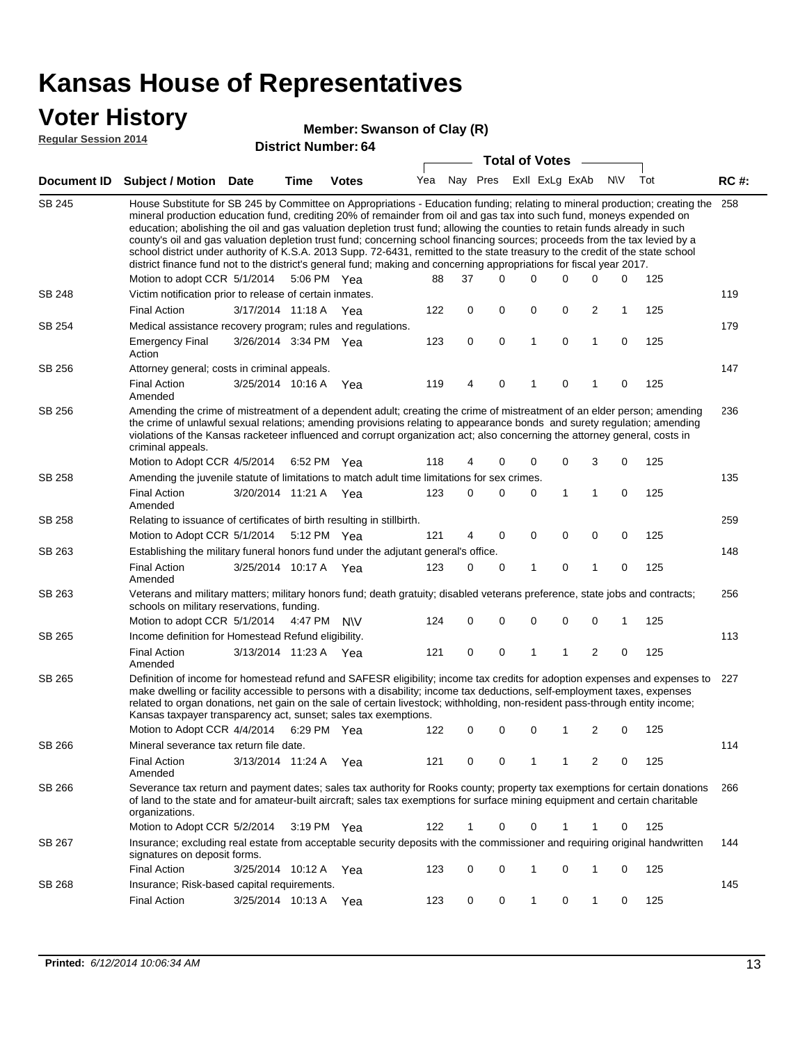# Kansas House of Representatives

## Voter History

**Regular Session 2014**

**Member: Swanson of Clay (R)**

**District Number: 64**

| Document ID | Subject / Motion | Date | Time | Votes | Yea | Nay | Pres | ExII | ExLg | ExAb | N\V | Tot | RC #: |
|---|---|---|---|---|---|---|---|---|---|---|---|---|---|
| SB 245 | House Substitute for SB 245 by Committee on Appropriations - Education funding; relating to mineral production; creating the mineral production education fund, crediting 20% of remainder from oil and gas tax into such fund, moneys expended on education; abolishing the oil and gas valuation depletion trust fund; allowing the counties to retain funds already in such county's oil and gas valuation depletion trust fund; concerning school financing sources; proceeds from the tax levied by a school district under authority of K.S.A. 2013 Supp. 72-6431, remitted to the state treasury to the credit of the state school district finance fund not to the district's general fund; making and concerning appropriations for fiscal year 2017. | | | | | | | | | | | | 258 |
| | Motion to adopt CCR | 5/1/2014 | 5:06 PM | Yea | 88 | 37 | 0 | 0 | 0 | 0 | 0 | 125 | |
| SB 248 | Victim notification prior to release of certain inmates. | | | | | | | | | | | | 119 |
| | Final Action | 3/17/2014 | 11:18 A | Yea | 122 | 0 | 0 | 0 | 0 | 2 | 1 | 125 | |
| SB 254 | Medical assistance recovery program; rules and regulations. | | | | | | | | | | | | 179 |
| | Emergency Final Action | 3/26/2014 | 3:34 PM | Yea | 123 | 0 | 0 | 1 | 0 | 1 | 0 | 125 | |
| SB 256 | Attorney general; costs in criminal appeals. | | | | | | | | | | | | 147 |
| | Final Action Amended | 3/25/2014 | 10:16 A | Yea | 119 | 4 | 0 | 1 | 0 | 1 | 0 | 125 | |
| SB 256 | Amending the crime of mistreatment of a dependent adult; creating the crime of mistreatment of an elder person; amending the crime of unlawful sexual relations; amending provisions relating to appearance bonds and surety regulation; amending violations of the Kansas racketeer influenced and corrupt organization act; also concerning the attorney general, costs in criminal appeals. | | | | | | | | | | | | 236 |
| | Motion to Adopt CCR | 4/5/2014 | 6:52 PM | Yea | 118 | 4 | 0 | 0 | 0 | 3 | 0 | 125 | |
| SB 258 | Amending the juvenile statute of limitations to match adult time limitations for sex crimes. | | | | | | | | | | | | 135 |
| | Final Action Amended | 3/20/2014 | 11:21 A | Yea | 123 | 0 | 0 | 0 | 1 | 1 | 0 | 125 | |
| SB 258 | Relating to issuance of certificates of birth resulting in stillbirth. | | | | | | | | | | | | 259 |
| | Motion to Adopt CCR | 5/1/2014 | 5:12 PM | Yea | 121 | 4 | 0 | 0 | 0 | 0 | 0 | 125 | |
| SB 263 | Establishing the military funeral honors fund under the adjutant general's office. | | | | | | | | | | | | 148 |
| | Final Action Amended | 3/25/2014 | 10:17 A | Yea | 123 | 0 | 0 | 1 | 0 | 1 | 0 | 125 | |
| SB 263 | Veterans and military matters; military honors fund; death gratuity; disabled veterans preference, state jobs and contracts; schools on military reservations, funding. | | | | | | | | | | | | 256 |
| | Motion to adopt CCR | 5/1/2014 | 4:47 PM | N\V | 124 | 0 | 0 | 0 | 0 | 0 | 1 | 125 | |
| SB 265 | Income definition for Homestead Refund eligibility. | | | | | | | | | | | | 113 |
| | Final Action Amended | 3/13/2014 | 11:23 A | Yea | 121 | 0 | 0 | 1 | 1 | 2 | 0 | 125 | |
| SB 265 | Definition of income for homestead refund and SAFESR eligibility; income tax credits for adoption expenses and expenses to make dwelling or facility accessible to persons with a disability; income tax deductions, self-employment taxes, expenses related to organ donations, net gain on the sale of certain livestock; withholding, non-resident pass-through entity income; Kansas taxpayer transparency act, sunset; sales tax exemptions. | | | | | | | | | | | | 227 |
| | Motion to Adopt CCR | 4/4/2014 | 6:29 PM | Yea | 122 | 0 | 0 | 0 | 1 | 2 | 0 | 125 | |
| SB 266 | Mineral severance tax return file date. | | | | | | | | | | | | 114 |
| | Final Action Amended | 3/13/2014 | 11:24 A | Yea | 121 | 0 | 0 | 1 | 1 | 2 | 0 | 125 | |
| SB 266 | Severance tax return and payment dates; sales tax authority for Rooks county; property tax exemptions for certain donations of land to the state and for amateur-built aircraft; sales tax exemptions for surface mining equipment and certain charitable organizations. | | | | | | | | | | | | 266 |
| | Motion to Adopt CCR | 5/2/2014 | 3:19 PM | Yea | 122 | 1 | 0 | 0 | 1 | 1 | 0 | 125 | |
| SB 267 | Insurance; excluding real estate from acceptable security deposits with the commissioner and requiring original handwritten signatures on deposit forms. | | | | | | | | | | | | 144 |
| | Final Action | 3/25/2014 | 10:12 A | Yea | 123 | 0 | 0 | 1 | 0 | 1 | 0 | 125 | |
| SB 268 | Insurance; Risk-based capital requirements. | | | | | | | | | | | | 145 |
| | Final Action | 3/25/2014 | 10:13 A | Yea | 123 | 0 | 0 | 1 | 0 | 1 | 0 | 125 | |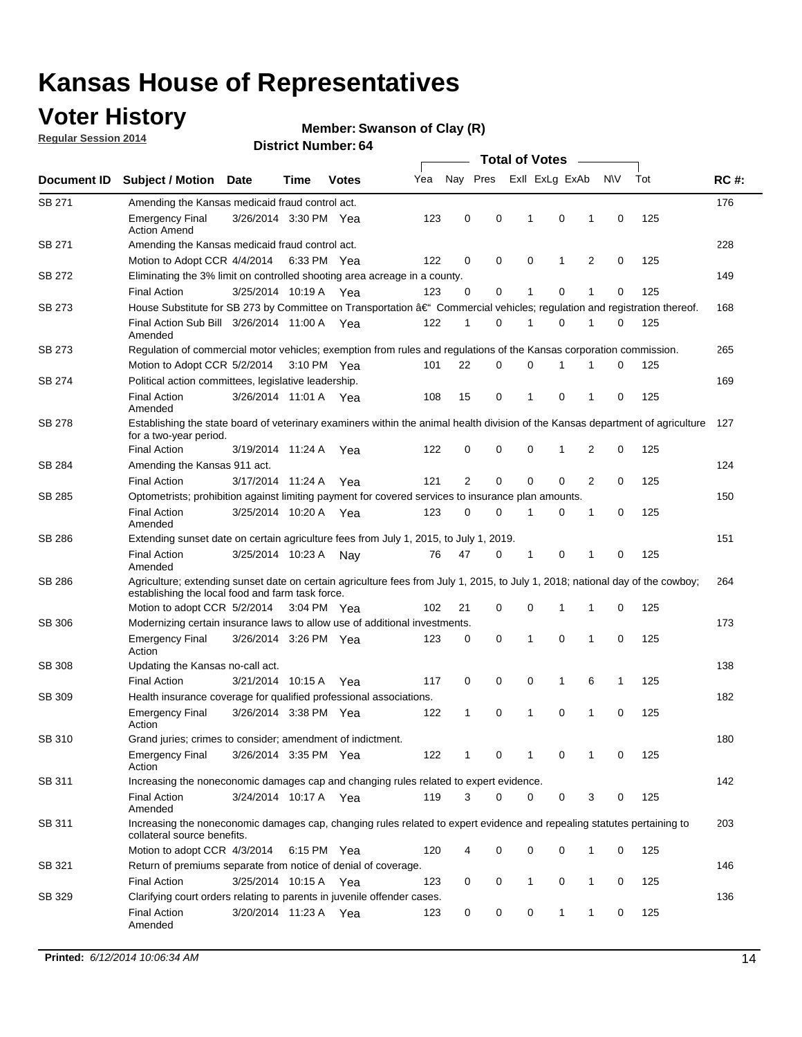# Kansas House of Representatives

## Voter History

**Regular Session 2014**

**Member: Swanson of Clay (R)**

**District Number: 64**

| Document ID | Subject / Motion | Date | Time | Votes | Yea | Nay | Pres | ExII | ExLg | ExAb | N\V | Tot | RC #: |
|---|---|---|---|---|---|---|---|---|---|---|---|---|---|
| SB 271 | Amending the Kansas medicaid fraud control act. | | | | | | | | | | | | 176 |
| | Emergency Final Action Amend | 3/26/2014 | 3:30 PM | Yea | 123 | 0 | 0 | 1 | 0 | 1 | 0 | 125 | |
| SB 271 | Amending the Kansas medicaid fraud control act. | | | | | | | | | | | | 228 |
| | Motion to Adopt CCR | 4/4/2014 | 6:33 PM | Yea | 122 | 0 | 0 | 0 | 1 | 2 | 0 | 125 | |
| SB 272 | Eliminating the 3% limit on controlled shooting area acreage in a county. | | | | | | | | | | | | 149 |
| | Final Action | 3/25/2014 | 10:19 A | Yea | 123 | 0 | 0 | 1 | 0 | 1 | 0 | 125 | |
| SB 273 | House Substitute for SB 273 by Committee on Transportation â€" Commercial vehicles; regulation and registration thereof. | | | | | | | | | | | | 168 |
| | Final Action Sub Bill Amended | 3/26/2014 | 11:00 A | Yea | 122 | 1 | 0 | 1 | 0 | 1 | 0 | 125 | |
| SB 273 | Regulation of commercial motor vehicles; exemption from rules and regulations of the Kansas corporation commission. | | | | | | | | | | | | 265 |
| | Motion to Adopt CCR | 5/2/2014 | 3:10 PM | Yea | 101 | 22 | 0 | 0 | 1 | 1 | 0 | 125 | |
| SB 274 | Political action committees, legislative leadership. | | | | | | | | | | | | 169 |
| | Final Action Amended | 3/26/2014 | 11:01 A | Yea | 108 | 15 | 0 | 1 | 0 | 1 | 0 | 125 | |
| SB 278 | Establishing the state board of veterinary examiners within the animal health division of the Kansas department of agriculture for a two-year period. | | | | | | | | | | | | 127 |
| | Final Action | 3/19/2014 | 11:24 A | Yea | 122 | 0 | 0 | 0 | 1 | 2 | 0 | 125 | |
| SB 284 | Amending the Kansas 911 act. | | | | | | | | | | | | 124 |
| | Final Action | 3/17/2014 | 11:24 A | Yea | 121 | 2 | 0 | 0 | 0 | 2 | 0 | 125 | |
| SB 285 | Optometrists; prohibition against limiting payment for covered services to insurance plan amounts. | | | | | | | | | | | | 150 |
| | Final Action Amended | 3/25/2014 | 10:20 A | Yea | 123 | 0 | 0 | 1 | 0 | 1 | 0 | 125 | |
| SB 286 | Extending sunset date on certain agriculture fees from July 1, 2015, to July 1, 2019. | | | | | | | | | | | | 151 |
| | Final Action Amended | 3/25/2014 | 10:23 A | Nay | 76 | 47 | 0 | 1 | 0 | 1 | 0 | 125 | |
| SB 286 | Agriculture; extending sunset date on certain agriculture fees from July 1, 2015, to July 1, 2018; national day of the cowboy; establishing the local food and farm task force. | | | | | | | | | | | | 264 |
| | Motion to adopt CCR | 5/2/2014 | 3:04 PM | Yea | 102 | 21 | 0 | 0 | 1 | 1 | 0 | 125 | |
| SB 306 | Modernizing certain insurance laws to allow use of additional investments. | | | | | | | | | | | | 173 |
| | Emergency Final Action | 3/26/2014 | 3:26 PM | Yea | 123 | 0 | 0 | 1 | 0 | 1 | 0 | 125 | |
| SB 308 | Updating the Kansas no-call act. | | | | | | | | | | | | 138 |
| | Final Action | 3/21/2014 | 10:15 A | Yea | 117 | 0 | 0 | 0 | 1 | 6 | 1 | 125 | |
| SB 309 | Health insurance coverage for qualified professional associations. | | | | | | | | | | | | 182 |
| | Emergency Final Action | 3/26/2014 | 3:38 PM | Yea | 122 | 1 | 0 | 1 | 0 | 1 | 0 | 125 | |
| SB 310 | Grand juries; crimes to consider; amendment of indictment. | | | | | | | | | | | | 180 |
| | Emergency Final Action | 3/26/2014 | 3:35 PM | Yea | 122 | 1 | 0 | 1 | 0 | 1 | 0 | 125 | |
| SB 311 | Increasing the noneconomic damages cap and changing rules related to expert evidence. | | | | | | | | | | | | 142 |
| | Final Action Amended | 3/24/2014 | 10:17 A | Yea | 119 | 3 | 0 | 0 | 0 | 3 | 0 | 125 | |
| SB 311 | Increasing the noneconomic damages cap, changing rules related to expert evidence and repealing statutes pertaining to collateral source benefits. | | | | | | | | | | | | 203 |
| | Motion to adopt CCR | 4/3/2014 | 6:15 PM | Yea | 120 | 4 | 0 | 0 | 0 | 1 | 0 | 125 | |
| SB 321 | Return of premiums separate from notice of denial of coverage. | | | | | | | | | | | | 146 |
| | Final Action | 3/25/2014 | 10:15 A | Yea | 123 | 0 | 0 | 1 | 0 | 1 | 0 | 125 | |
| SB 329 | Clarifying court orders relating to parents in juvenile offender cases. | | | | | | | | | | | | 136 |
| | Final Action Amended | 3/20/2014 | 11:23 A | Yea | 123 | 0 | 0 | 0 | 1 | 1 | 0 | 125 | |

**Printed:** *6/12/2014 10:06:34 AM*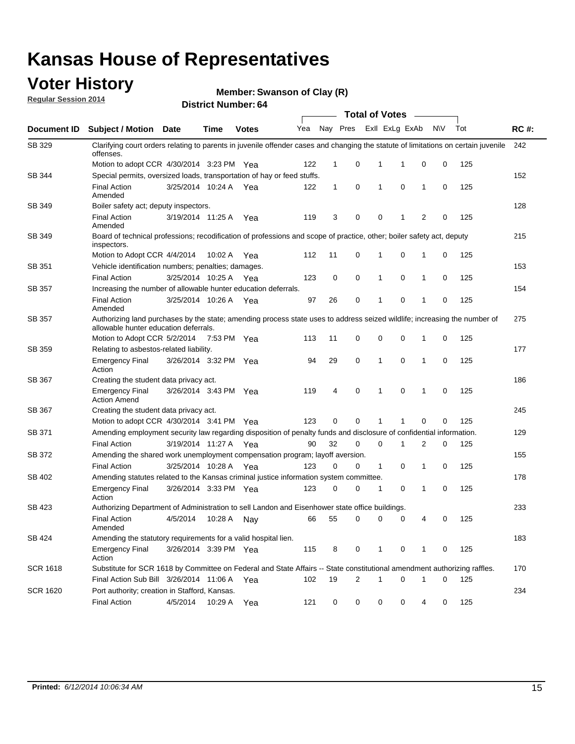# Kansas House of Representatives

## Voter History

**Regular Session 2014**

**Member: Swanson of Clay (R)**

**District Number: 64**

| Document ID | Subject / Motion | Date | Time | Votes | Yea | Nay | Pres | ExII | ExLg | ExAb | N\V | Tot | RC #: |
|---|---|---|---|---|---|---|---|---|---|---|---|---|---|
| SB 329 | Clarifying court orders relating to parents in juvenile offender cases and changing the statute of limitations on certain juvenile offenses. | | | | | | | | | | | | 242 |
| | Motion to adopt CCR | 4/30/2014 | 3:23 PM | Yea | 122 | 1 | 0 | 1 | 1 | 0 | 0 | 125 | |
| SB 344 | Special permits, oversized loads, transportation of hay or feed stuffs. | | | | | | | | | | | | 152 |
| | Final Action Amended | 3/25/2014 | 10:24 A | Yea | 122 | 1 | 0 | 1 | 0 | 1 | 0 | 125 | |
| SB 349 | Boiler safety act; deputy inspectors. | | | | | | | | | | | | 128 |
| | Final Action Amended | 3/19/2014 | 11:25 A | Yea | 119 | 3 | 0 | 0 | 1 | 2 | 0 | 125 | |
| SB 349 | Board of technical professions; recodification of professions and scope of practice, other; boiler safety act, deputy inspectors. | | | | | | | | | | | | 215 |
| | Motion to Adopt CCR | 4/4/2014 | 10:02 A | Yea | 112 | 11 | 0 | 1 | 0 | 1 | 0 | 125 | |
| SB 351 | Vehicle identification numbers; penalties; damages. | | | | | | | | | | | | 153 |
| | Final Action | 3/25/2014 | 10:25 A | Yea | 123 | 0 | 0 | 1 | 0 | 1 | 0 | 125 | |
| SB 357 | Increasing the number of allowable hunter education deferrals. | | | | | | | | | | | | 154 |
| | Final Action Amended | 3/25/2014 | 10:26 A | Yea | 97 | 26 | 0 | 1 | 0 | 1 | 0 | 125 | |
| SB 357 | Authorizing land purchases by the state; amending process state uses to address seized wildlife; increasing the number of allowable hunter education deferrals. | | | | | | | | | | | | 275 |
| | Motion to Adopt CCR | 5/2/2014 | 7:53 PM | Yea | 113 | 11 | 0 | 0 | 0 | 1 | 0 | 125 | |
| SB 359 | Relating to asbestos-related liability. | | | | | | | | | | | | 177 |
| | Emergency Final Action | 3/26/2014 | 3:32 PM | Yea | 94 | 29 | 0 | 1 | 0 | 1 | 0 | 125 | |
| SB 367 | Creating the student data privacy act. | | | | | | | | | | | | 186 |
| | Emergency Final Action Amend | 3/26/2014 | 3:43 PM | Yea | 119 | 4 | 0 | 1 | 0 | 1 | 0 | 125 | |
| SB 367 | Creating the student data privacy act. | | | | | | | | | | | | 245 |
| | Motion to adopt CCR | 4/30/2014 | 3:41 PM | Yea | 123 | 0 | 0 | 1 | 1 | 0 | 0 | 125 | |
| SB 371 | Amending employment security law regarding disposition of penalty funds and disclosure of confidential information. | | | | | | | | | | | | 129 |
| | Final Action | 3/19/2014 | 11:27 A | Yea | 90 | 32 | 0 | 0 | 1 | 2 | 0 | 125 | |
| SB 372 | Amending the shared work unemployment compensation program; layoff aversion. | | | | | | | | | | | | 155 |
| | Final Action | 3/25/2014 | 10:28 A | Yea | 123 | 0 | 0 | 1 | 0 | 1 | 0 | 125 | |
| SB 402 | Amending statutes related to the Kansas criminal justice information system committee. | | | | | | | | | | | | 178 |
| | Emergency Final Action | 3/26/2014 | 3:33 PM | Yea | 123 | 0 | 0 | 1 | 0 | 1 | 0 | 125 | |
| SB 423 | Authorizing Department of Administration to sell Landon and Eisenhower state office buildings. | | | | | | | | | | | | 233 |
| | Final Action Amended | 4/5/2014 | 10:28 A | Nay | 66 | 55 | 0 | 0 | 0 | 4 | 0 | 125 | |
| SB 424 | Amending the statutory requirements for a valid hospital lien. | | | | | | | | | | | | 183 |
| | Emergency Final Action | 3/26/2014 | 3:39 PM | Yea | 115 | 8 | 0 | 1 | 0 | 1 | 0 | 125 | |
| SCR 1618 | Substitute for SCR 1618 by Committee on Federal and State Affairs -- State constitutional amendment authorizing raffles. | | | | | | | | | | | | 170 |
| | Final Action Sub Bill | 3/26/2014 | 11:06 A | Yea | 102 | 19 | 2 | 1 | 0 | 1 | 0 | 125 | |
| SCR 1620 | Port authority; creation in Stafford, Kansas. | | | | | | | | | | | | 234 |
| | Final Action | 4/5/2014 | 10:29 A | Yea | 121 | 0 | 0 | 0 | 0 | 4 | 0 | 125 | |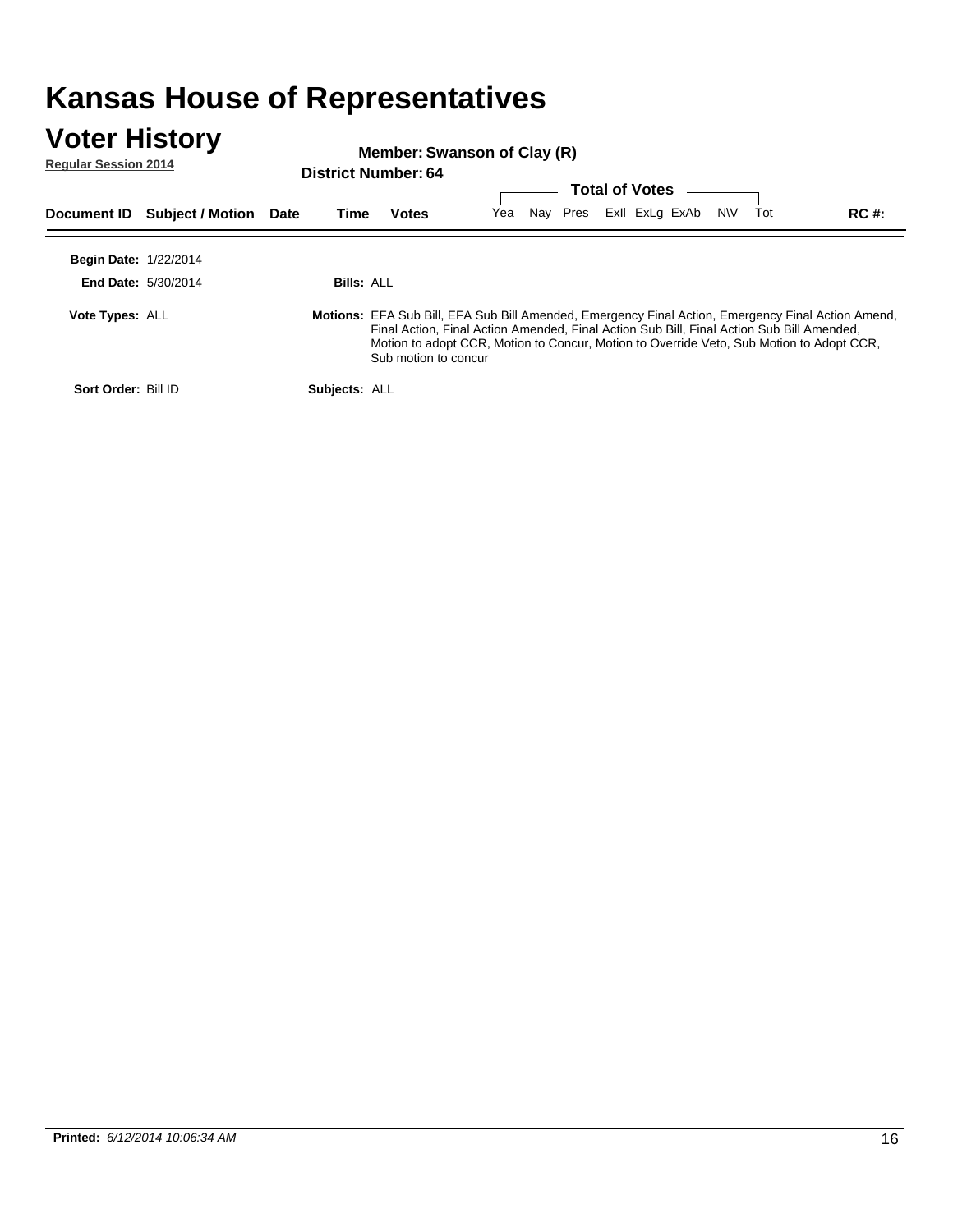# Kansas House of Representatives

## Voter History

**Regular Session 2014**

**Member: Swanson of Clay (R)**

**District Number: 64**

| Document ID | Subject / Motion | Date | Time | Votes | Yea | Nay | Pres | ExII | ExLg | ExAb | N\V | Tot | RC #: |
|---|---|---|---|---|---|---|---|---|---|---|---|---|---|

(Yea through Tot: Total of Votes)

**Begin Date:** 1/22/2014

**End Date:** 5/30/2014

**Bills:** ALL

**Vote Types:** ALL

**Motions:** EFA Sub Bill, EFA Sub Bill Amended, Emergency Final Action, Emergency Final Action Amend, Final Action, Final Action Amended, Final Action Sub Bill, Final Action Sub Bill Amended, Motion to adopt CCR, Motion to Concur, Motion to Override Veto, Sub Motion to Adopt CCR, Sub motion to concur

**Sort Order:** Bill ID

**Subjects:** ALL

**Printed:** *6/12/2014 10:06:34 AM*